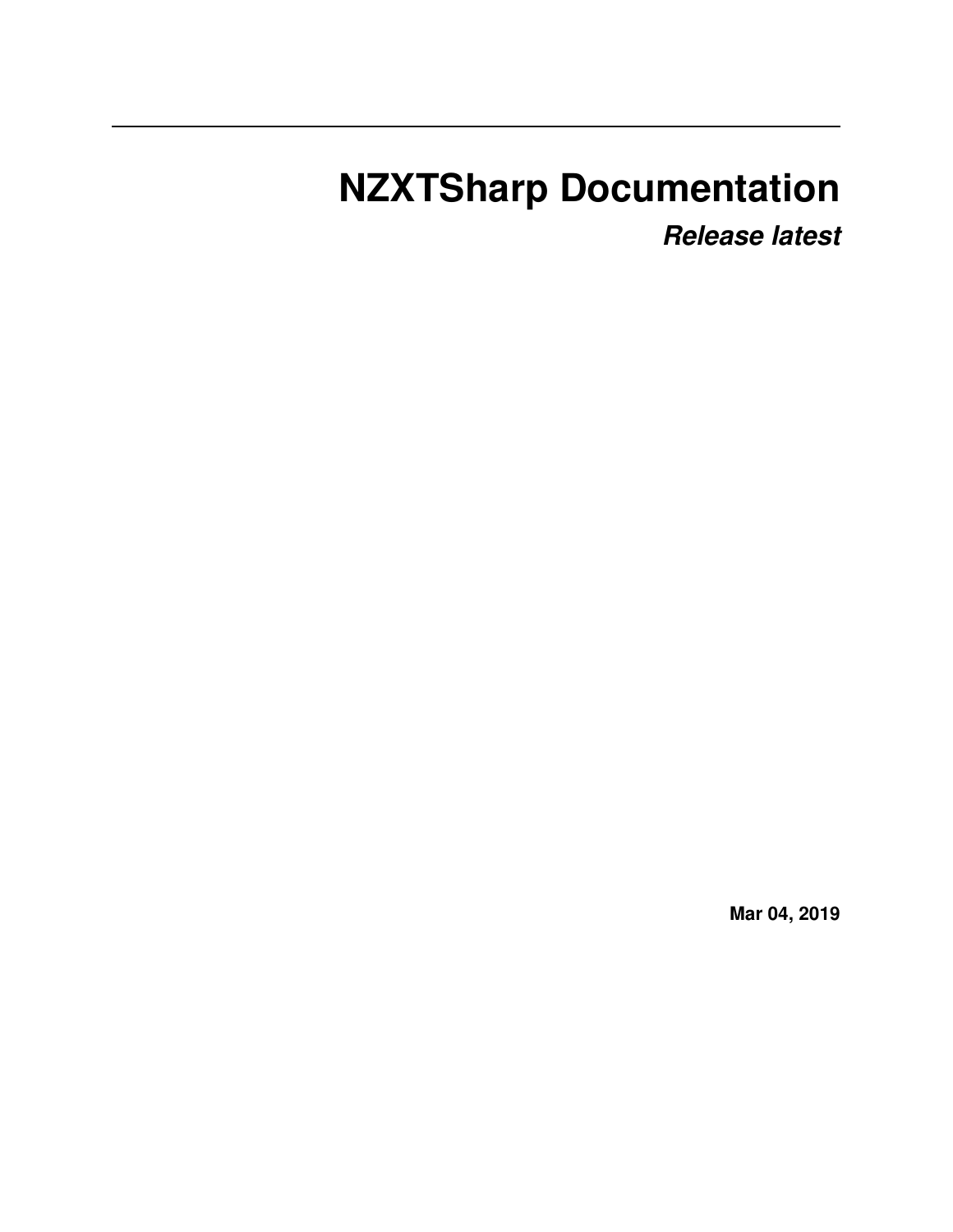# NZXTSharp Documentation

***Release latest***

**Mar 04, 2019**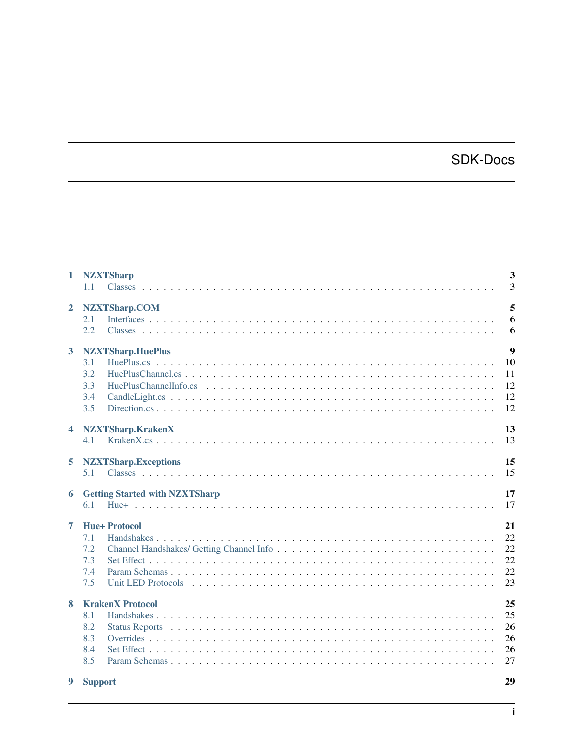# SDK-Docs

| | | |
|---|---|---|
| **1** | **NZXTSharp** | **3** |
| 1.1 | Classes | 3 |
| **2** | **NZXTSharp.COM** | **5** |
| 2.1 | Interfaces | 6 |
| 2.2 | Classes | 6 |
| **3** | **NZXTSharp.HuePlus** | **9** |
| 3.1 | HuePlus.cs | 10 |
| 3.2 | HuePlusChannel.cs | 11 |
| 3.3 | HuePlusChannelInfo.cs | 12 |
| 3.4 | CandleLight.cs | 12 |
| 3.5 | Direction.cs | 12 |
| **4** | **NZXTSharp.KrakenX** | **13** |
| 4.1 | KrakenX.cs | 13 |
| **5** | **NZXTSharp.Exceptions** | **15** |
| 5.1 | Classes | 15 |
| **6** | **Getting Started with NZXTSharp** | **17** |
| 6.1 | Hue+ | 17 |
| **7** | **Hue+ Protocol** | **21** |
| 7.1 | Handshakes | 22 |
| 7.2 | Channel Handshakes/ Getting Channel Info | 22 |
| 7.3 | Set Effect | 22 |
| 7.4 | Param Schemas | 22 |
| 7.5 | Unit LED Protocols | 23 |
| **8** | **KrakenX Protocol** | **25** |
| 8.1 | Handshakes | 25 |
| 8.2 | Status Reports | 26 |
| 8.3 | Overrides | 26 |
| 8.4 | Set Effect | 26 |
| 8.5 | Param Schemas | 27 |
| **9** | **Support** | **29** |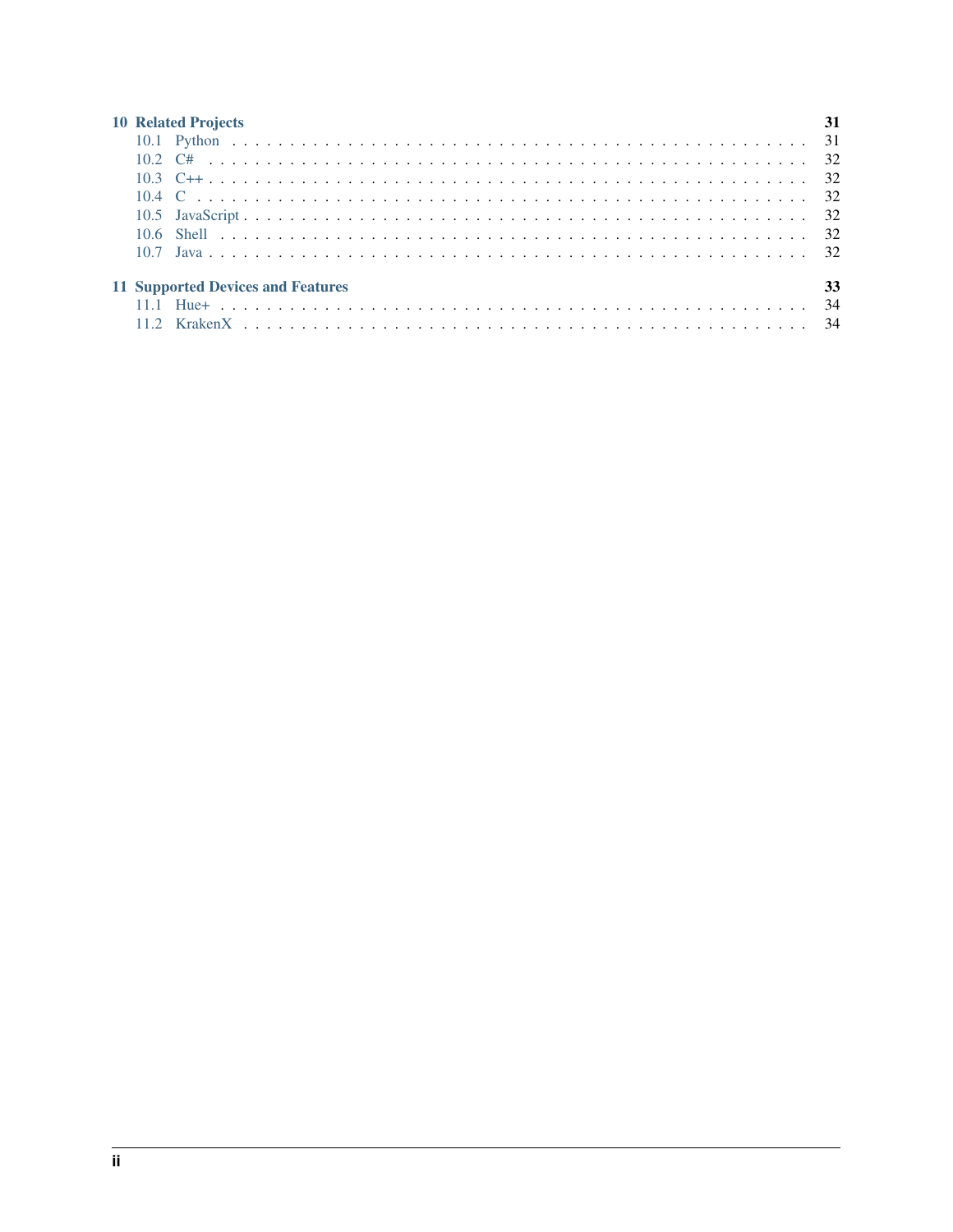**10 Related Projects** **31**

- 10.1 Python . . . . . 31
- 10.2 C# . . . . . 32
- 10.3 C++ . . . . . 32
- 10.4 C . . . . . 32
- 10.5 JavaScript . . . . . 32
- 10.6 Shell . . . . . 32
- 10.7 Java . . . . . 32

**11 Supported Devices and Features** **33**

- 11.1 Hue+ . . . . . 34
- 11.2 KrakenX . . . . . 34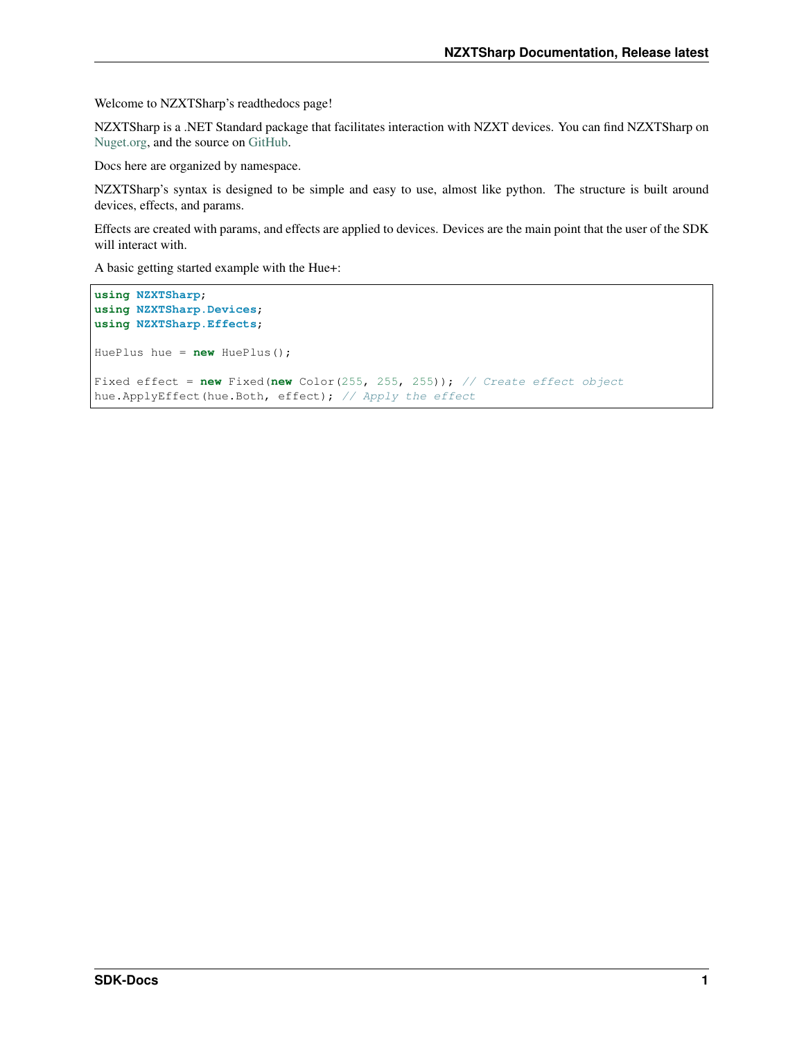Welcome to NZXTSharp's readthedocs page!

NZXTSharp is a .NET Standard package that facilitates interaction with NZXT devices. You can find NZXTSharp on Nuget.org, and the source on GitHub.

Docs here are organized by namespace.

NZXTSharp's syntax is designed to be simple and easy to use, almost like python. The structure is built around devices, effects, and params.

Effects are created with params, and effects are applied to devices. Devices are the main point that the user of the SDK will interact with.

A basic getting started example with the Hue+:

```
using NZXTSharp;
using NZXTSharp.Devices;
using NZXTSharp.Effects;

HuePlus hue = new HuePlus();

Fixed effect = new Fixed(new Color(255, 255, 255)); // Create effect object
hue.ApplyEffect(hue.Both, effect); // Apply the effect
```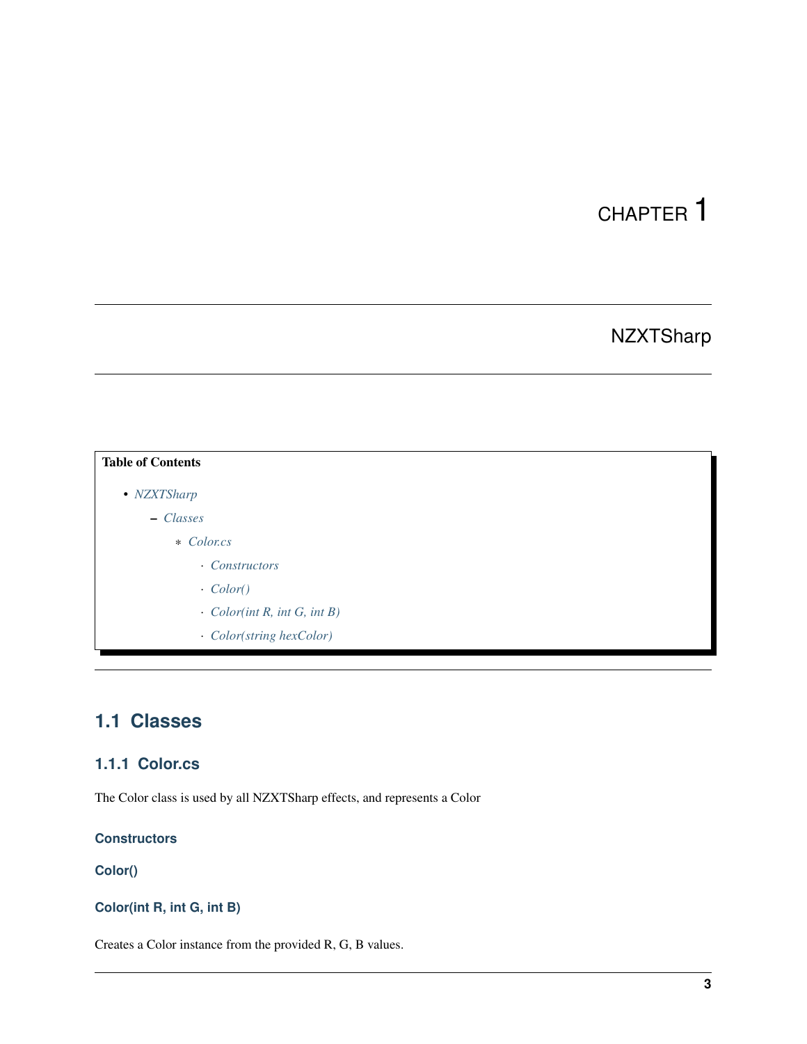# CHAPTER 1

# NZXTSharp

**Table of Contents**

- *NZXTSharp*
  - *Classes*
    - *Color.cs*
      - *Constructors*
      - *Color()*
      - *Color(int R, int G, int B)*
      - *Color(string hexColor)*

---

## 1.1 Classes

### 1.1.1 Color.cs

The Color class is used by all NZXTSharp effects, and represents a Color

#### Constructors

#### Color()

#### Color(int R, int G, int B)

Creates a Color instance from the provided R, G, B values.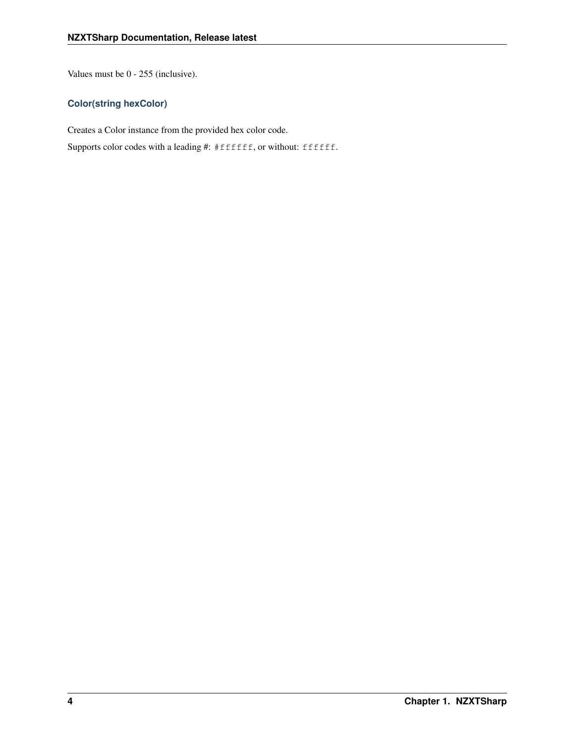Values must be 0 - 255 (inclusive).

#### Color(string hexColor)

Creates a Color instance from the provided hex color code.

Supports color codes with a leading #: `#ffffff`, or without: `ffffff`.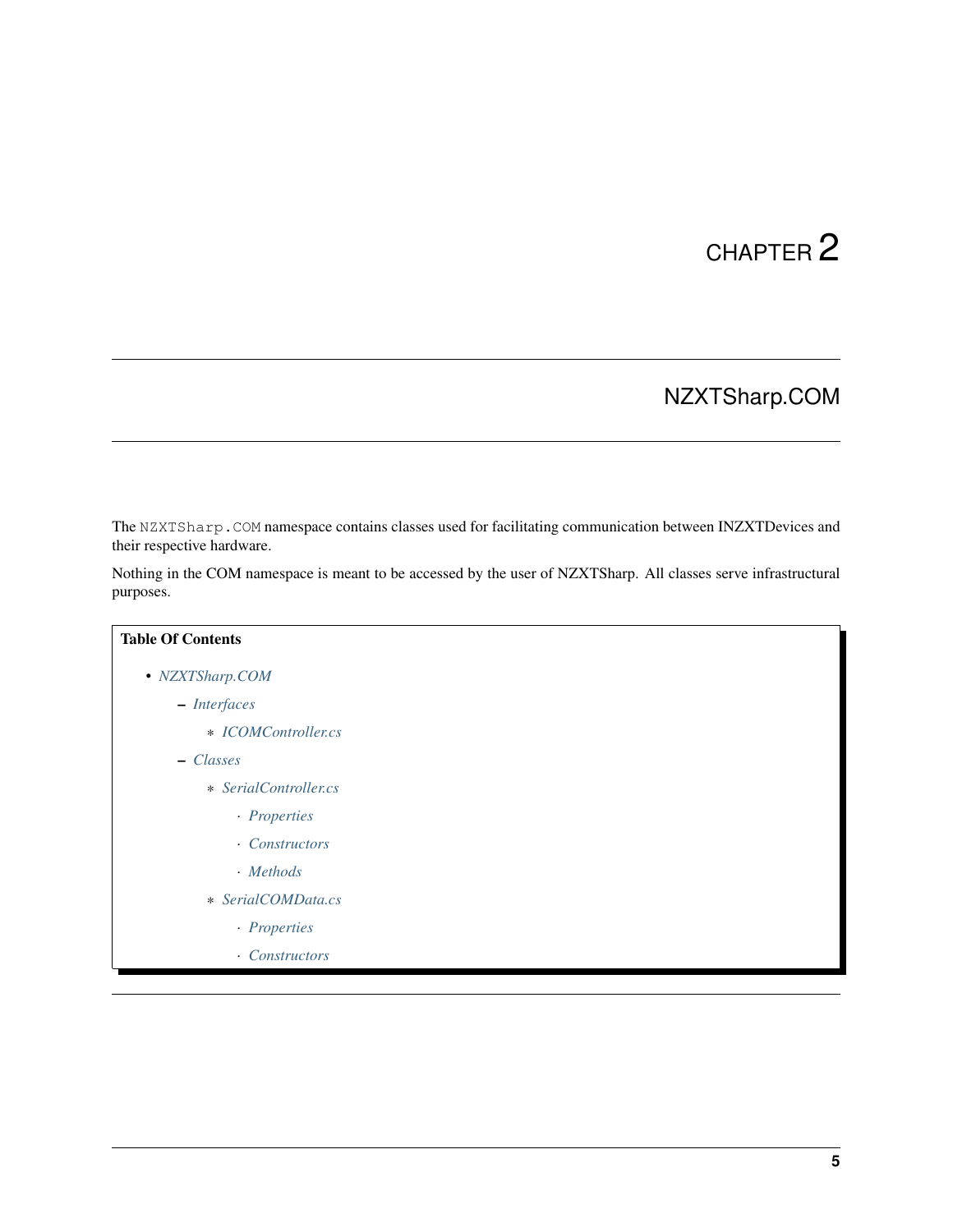# CHAPTER 2

## NZXTSharp.COM

The `NZXTSharp.COM` namespace contains classes used for facilitating communication between INZXTDevices and their respective hardware.

Nothing in the COM namespace is meant to be accessed by the user of NZXTSharp. All classes serve infrastructural purposes.

**Table Of Contents**

- *NZXTSharp.COM*
  - *Interfaces*
    - *ICOMController.cs*
  - *Classes*
    - *SerialController.cs*
      - *Properties*
      - *Constructors*
      - *Methods*
    - *SerialCOMData.cs*
      - *Properties*
      - *Constructors*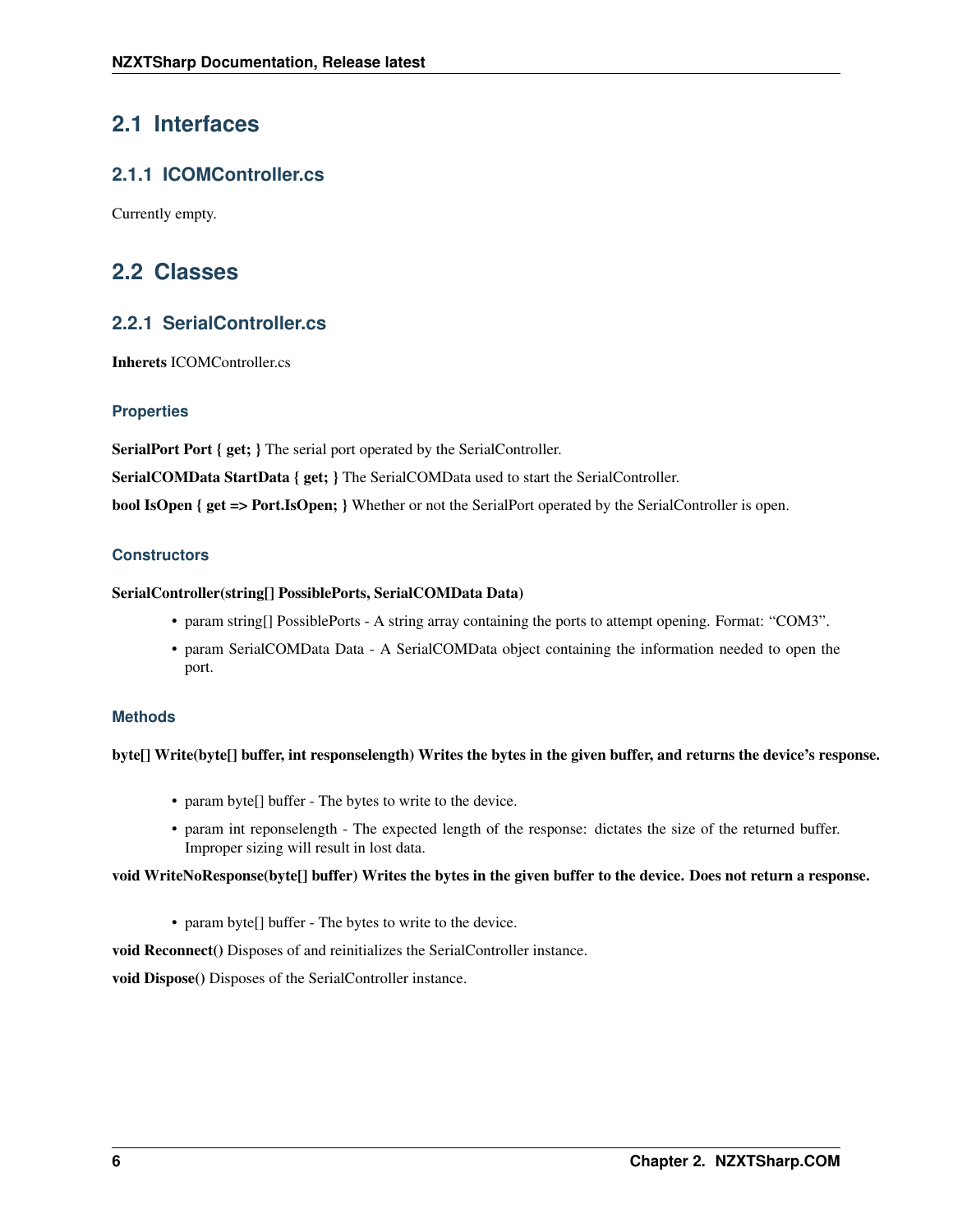## 2.1 Interfaces

### 2.1.1 ICOMController.cs

Currently empty.

## 2.2 Classes

### 2.2.1 SerialController.cs

**Inherets** ICOMController.cs

#### Properties

**SerialPort Port { get; }** The serial port operated by the SerialController.

**SerialCOMData StartData { get; }** The SerialCOMData used to start the SerialController.

**bool IsOpen { get => Port.IsOpen; }** Whether or not the SerialPort operated by the SerialController is open.

#### Constructors

**SerialController(string[] PossiblePorts, SerialCOMData Data)**

- param string[] PossiblePorts - A string array containing the ports to attempt opening. Format: "COM3".
- param SerialCOMData Data - A SerialCOMData object containing the information needed to open the port.

#### Methods

**byte[] Write(byte[] buffer, int responselength) Writes the bytes in the given buffer, and returns the device's response.**

- param byte[] buffer - The bytes to write to the device.
- param int reponselength - The expected length of the response: dictates the size of the returned buffer. Improper sizing will result in lost data.

**void WriteNoResponse(byte[] buffer) Writes the bytes in the given buffer to the device. Does not return a response.**

- param byte[] buffer - The bytes to write to the device.

**void Reconnect()** Disposes of and reinitializes the SerialController instance.

**void Dispose()** Disposes of the SerialController instance.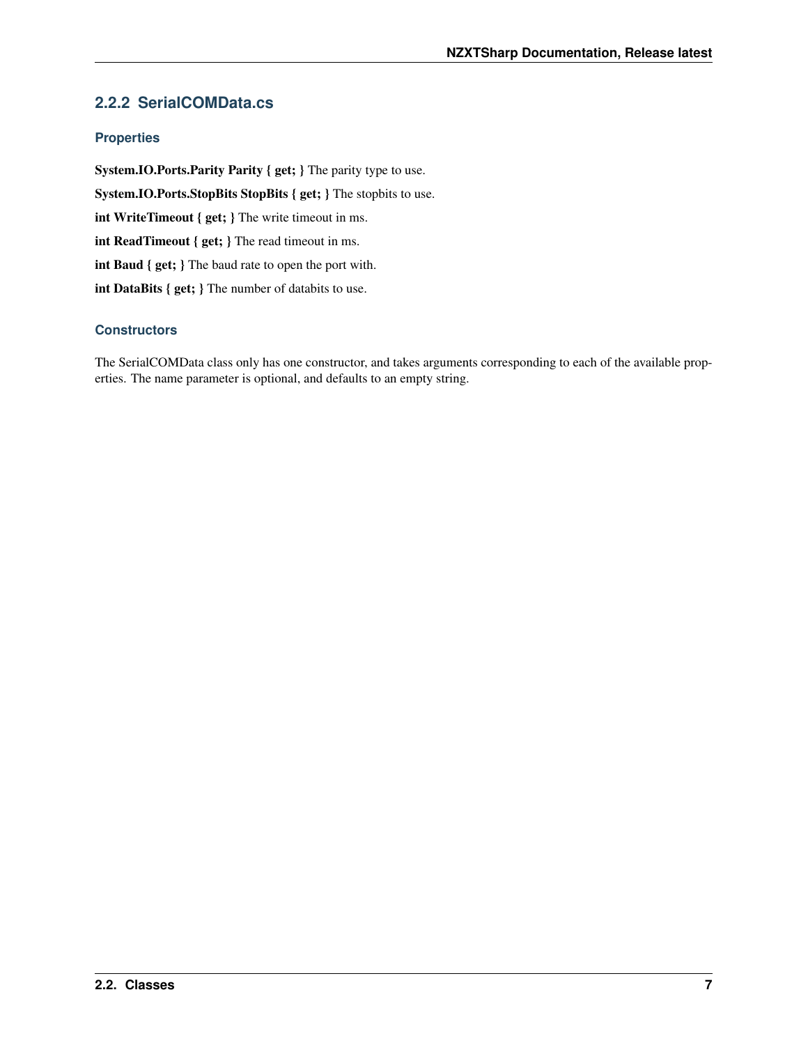### 2.2.2 SerialCOMData.cs

#### Properties

**System.IO.Ports.Parity Parity { get; }** The parity type to use.

**System.IO.Ports.StopBits StopBits { get; }** The stopbits to use.

**int WriteTimeout { get; }** The write timeout in ms.

**int ReadTimeout { get; }** The read timeout in ms.

**int Baud { get; }** The baud rate to open the port with.

**int DataBits { get; }** The number of databits to use.

#### Constructors

The SerialCOMData class only has one constructor, and takes arguments corresponding to each of the available properties. The name parameter is optional, and defaults to an empty string.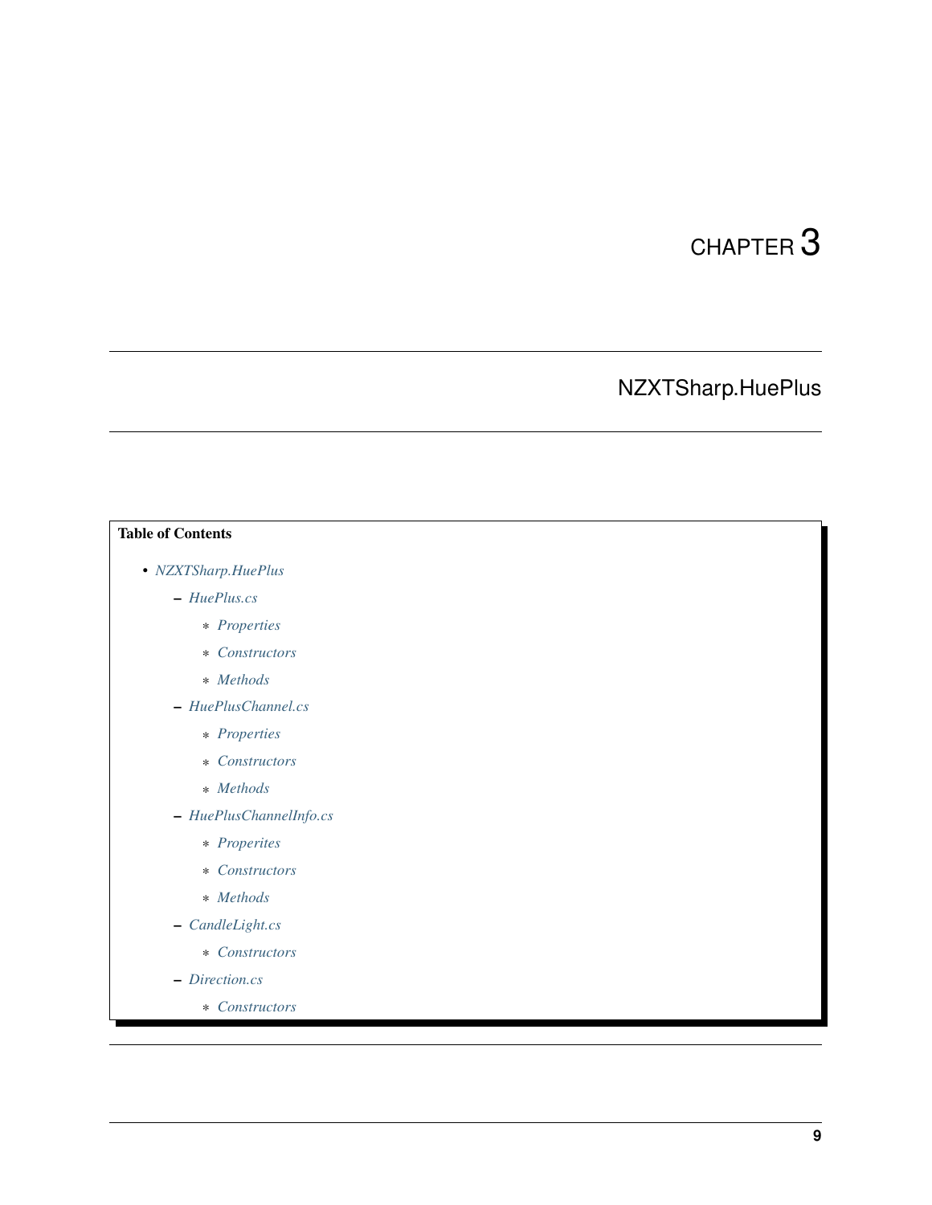# CHAPTER 3

# NZXTSharp.HuePlus

**Table of Contents**

- *NZXTSharp.HuePlus*
  - *HuePlus.cs*
    - *Properties*
    - *Constructors*
    - *Methods*
  - *HuePlusChannel.cs*
    - *Properties*
    - *Constructors*
    - *Methods*
  - *HuePlusChannelInfo.cs*
    - *Properites*
    - *Constructors*
    - *Methods*
  - *CandleLight.cs*
    - *Constructors*
  - *Direction.cs*
    - *Constructors*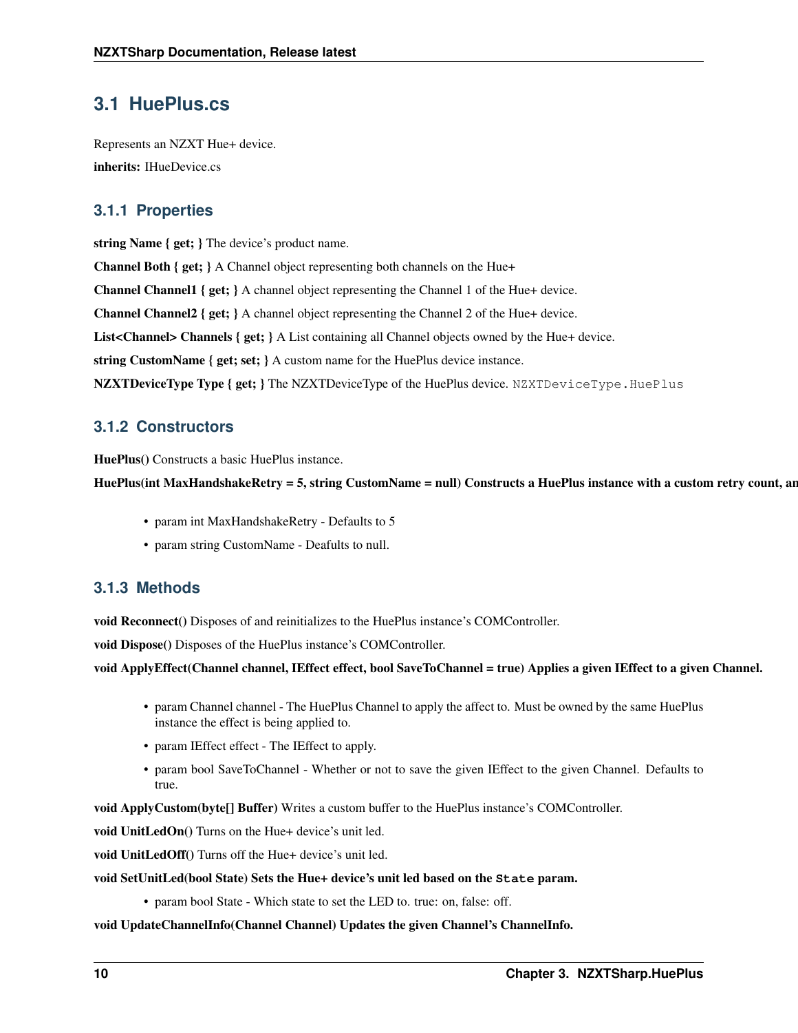## 3.1 HuePlus.cs

Represents an NZXT Hue+ device.

**inherits:** IHueDevice.cs

### 3.1.1 Properties

**string Name { get; }** The device's product name.

**Channel Both { get; }** A Channel object representing both channels on the Hue+

**Channel Channel1 { get; }** A channel object representing the Channel 1 of the Hue+ device.

**Channel Channel2 { get; }** A channel object representing the Channel 2 of the Hue+ device.

**List<Channel> Channels { get; }** A List containing all Channel objects owned by the Hue+ device.

**string CustomName { get; set; }** A custom name for the HuePlus device instance.

**NZXTDeviceType Type { get; }** The NZXTDeviceType of the HuePlus device. `NZXTDeviceType.HuePlus`

### 3.1.2 Constructors

**HuePlus()** Constructs a basic HuePlus instance.

**HuePlus(int MaxHandshakeRetry = 5, string CustomName = null) Constructs a HuePlus instance with a custom retry count, an**

- param int MaxHandshakeRetry - Defaults to 5
- param string CustomName - Deafults to null.

### 3.1.3 Methods

**void Reconnect()** Disposes of and reinitializes to the HuePlus instance's COMController.

**void Dispose()** Disposes of the HuePlus instance's COMController.

**void ApplyEffect(Channel channel, IEffect effect, bool SaveToChannel = true) Applies a given IEffect to a given Channel.**

- param Channel channel - The HuePlus Channel to apply the affect to. Must be owned by the same HuePlus instance the effect is being applied to.
- param IEffect effect - The IEffect to apply.
- param bool SaveToChannel - Whether or not to save the given IEffect to the given Channel. Defaults to true.

**void ApplyCustom(byte[] Buffer)** Writes a custom buffer to the HuePlus instance's COMController.

**void UnitLedOn()** Turns on the Hue+ device's unit led.

**void UnitLedOff()** Turns off the Hue+ device's unit led.

**void SetUnitLed(bool State) Sets the Hue+ device's unit led based on the `State` param.**

- param bool State - Which state to set the LED to. true: on, false: off.

**void UpdateChannelInfo(Channel Channel) Updates the given Channel's ChannelInfo.**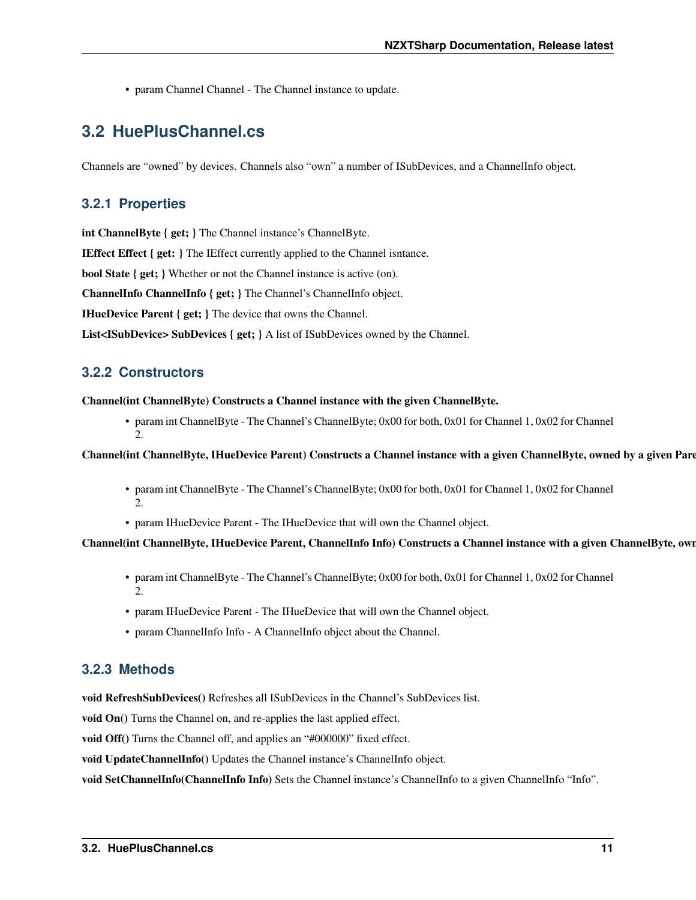- param Channel Channel - The Channel instance to update.

## 3.2 HuePlusChannel.cs

Channels are "owned" by devices. Channels also "own" a number of ISubDevices, and a ChannelInfo object.

### 3.2.1 Properties

**int ChannelByte { get; }** The Channel instance's ChannelByte.

**IEffect Effect { get: }** The IEffect currently applied to the Channel isntance.

**bool State { get; }** Whether or not the Channel instance is active (on).

**ChannelInfo ChannelInfo { get; }** The Channel's ChannelInfo object.

**IHueDevice Parent { get; }** The device that owns the Channel.

**List<ISubDevice> SubDevices { get; }** A list of ISubDevices owned by the Channel.

### 3.2.2 Constructors

**Channel(int ChannelByte) Constructs a Channel instance with the given ChannelByte.**

- param int ChannelByte - The Channel's ChannelByte; 0x00 for both, 0x01 for Channel 1, 0x02 for Channel 2.

**Channel(int ChannelByte, IHueDevice Parent) Constructs a Channel instance with a given ChannelByte, owned by a given Pare**

- param int ChannelByte - The Channel's ChannelByte; 0x00 for both, 0x01 for Channel 1, 0x02 for Channel 2.
- param IHueDevice Parent - The IHueDevice that will own the Channel object.

**Channel(int ChannelByte, IHueDevice Parent, ChannelInfo Info) Constructs a Channel instance with a given ChannelByte, own**

- param int ChannelByte - The Channel's ChannelByte; 0x00 for both, 0x01 for Channel 1, 0x02 for Channel 2.
- param IHueDevice Parent - The IHueDevice that will own the Channel object.
- param ChannelInfo Info - A ChannelInfo object about the Channel.

### 3.2.3 Methods

**void RefreshSubDevices()** Refreshes all ISubDevices in the Channel's SubDevices list.

**void On()** Turns the Channel on, and re-applies the last applied effect.

**void Off()** Turns the Channel off, and applies an "#000000" fixed effect.

**void UpdateChannelInfo()** Updates the Channel instance's ChannelInfo object.

**void SetChannelInfo(ChannelInfo Info)** Sets the Channel instance's ChannelInfo to a given ChannelInfo "Info".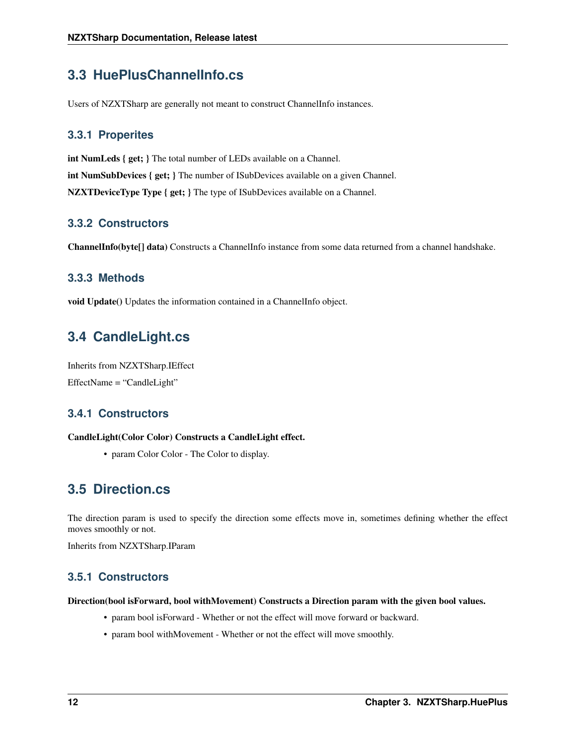## 3.3 HuePlusChannelInfo.cs

Users of NZXTSharp are generally not meant to construct ChannelInfo instances.

### 3.3.1 Properites

**int NumLeds { get; }** The total number of LEDs available on a Channel.

**int NumSubDevices { get; }** The number of ISubDevices available on a given Channel.

**NZXTDeviceType Type { get; }** The type of ISubDevices available on a Channel.

### 3.3.2 Constructors

**ChannelInfo(byte[] data)** Constructs a ChannelInfo instance from some data returned from a channel handshake.

### 3.3.3 Methods

**void Update()** Updates the information contained in a ChannelInfo object.

## 3.4 CandleLight.cs

Inherits from NZXTSharp.IEffect

EffectName = "CandleLight"

### 3.4.1 Constructors

**CandleLight(Color Color) Constructs a CandleLight effect.**

- param Color Color - The Color to display.

## 3.5 Direction.cs

The direction param is used to specify the direction some effects move in, sometimes defining whether the effect moves smoothly or not.

Inherits from NZXTSharp.IParam

### 3.5.1 Constructors

**Direction(bool isForward, bool withMovement) Constructs a Direction param with the given bool values.**

- param bool isForward - Whether or not the effect will move forward or backward.
- param bool withMovement - Whether or not the effect will move smoothly.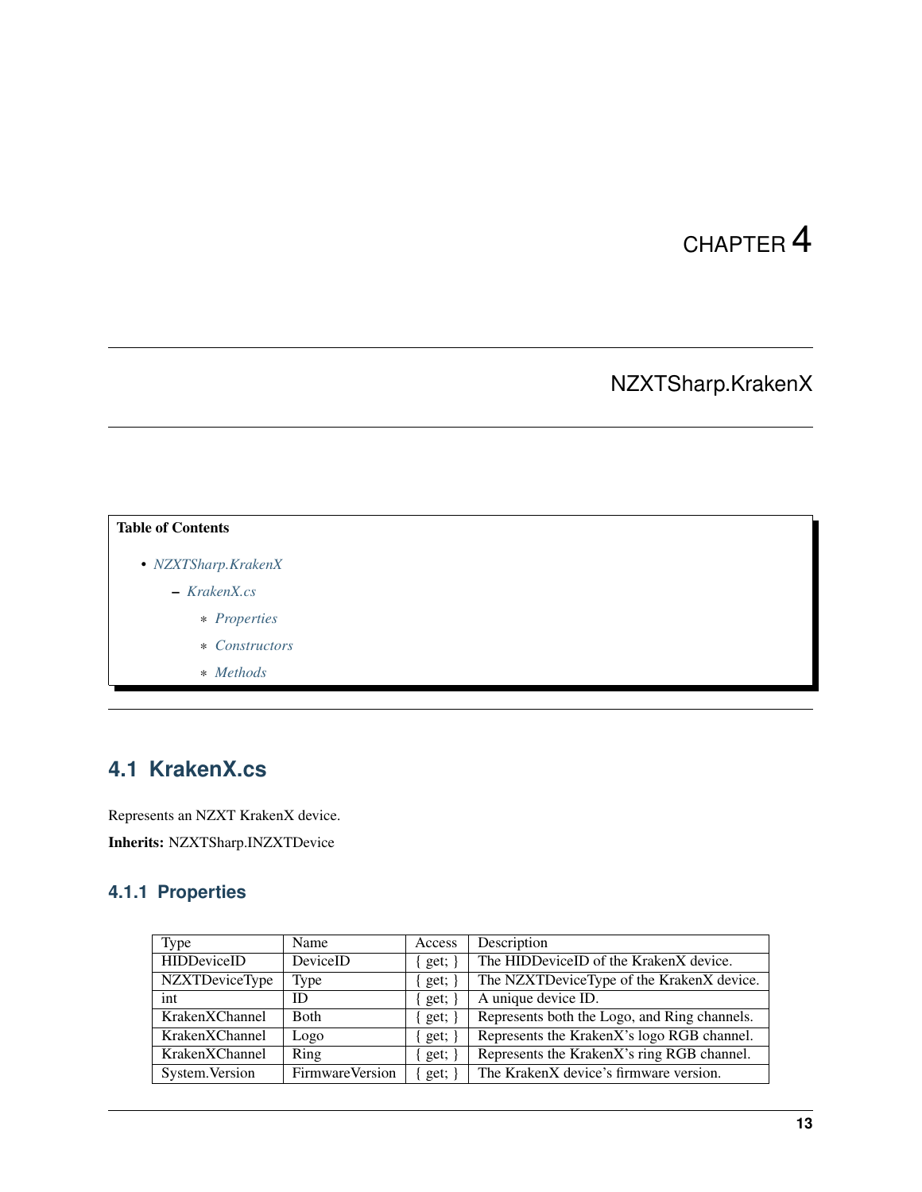# CHAPTER 4

# NZXTSharp.KrakenX

**Table of Contents**

- *NZXTSharp.KrakenX*
  - *KrakenX.cs*
    - *Properties*
    - *Constructors*
    - *Methods*

## 4.1 KrakenX.cs

Represents an NZXT KrakenX device.

**Inherits:** NZXTSharp.INZXTDevice

### 4.1.1 Properties

| Type | Name | Access | Description |
|---|---|---|---|
| HIDDeviceID | DeviceID | { get; } | The HIDDeviceID of the KrakenX device. |
| NZXTDeviceType | Type | { get; } | The NZXTDeviceType of the KrakenX device. |
| int | ID | { get; } | A unique device ID. |
| KrakenXChannel | Both | { get; } | Represents both the Logo, and Ring channels. |
| KrakenXChannel | Logo | { get; } | Represents the KrakenX's logo RGB channel. |
| KrakenXChannel | Ring | { get; } | Represents the KrakenX's ring RGB channel. |
| System.Version | FirmwareVersion | { get; } | The KrakenX device's firmware version. |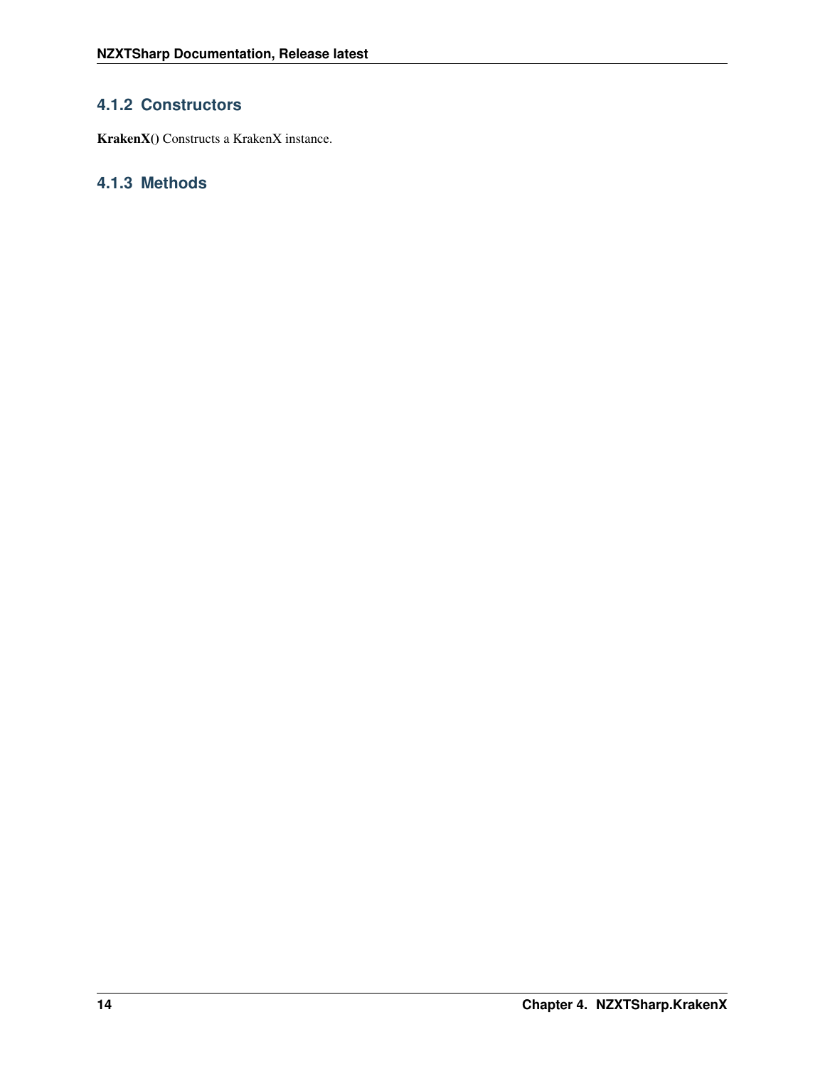### 4.1.2 Constructors

**KrakenX()** Constructs a KrakenX instance.

### 4.1.3 Methods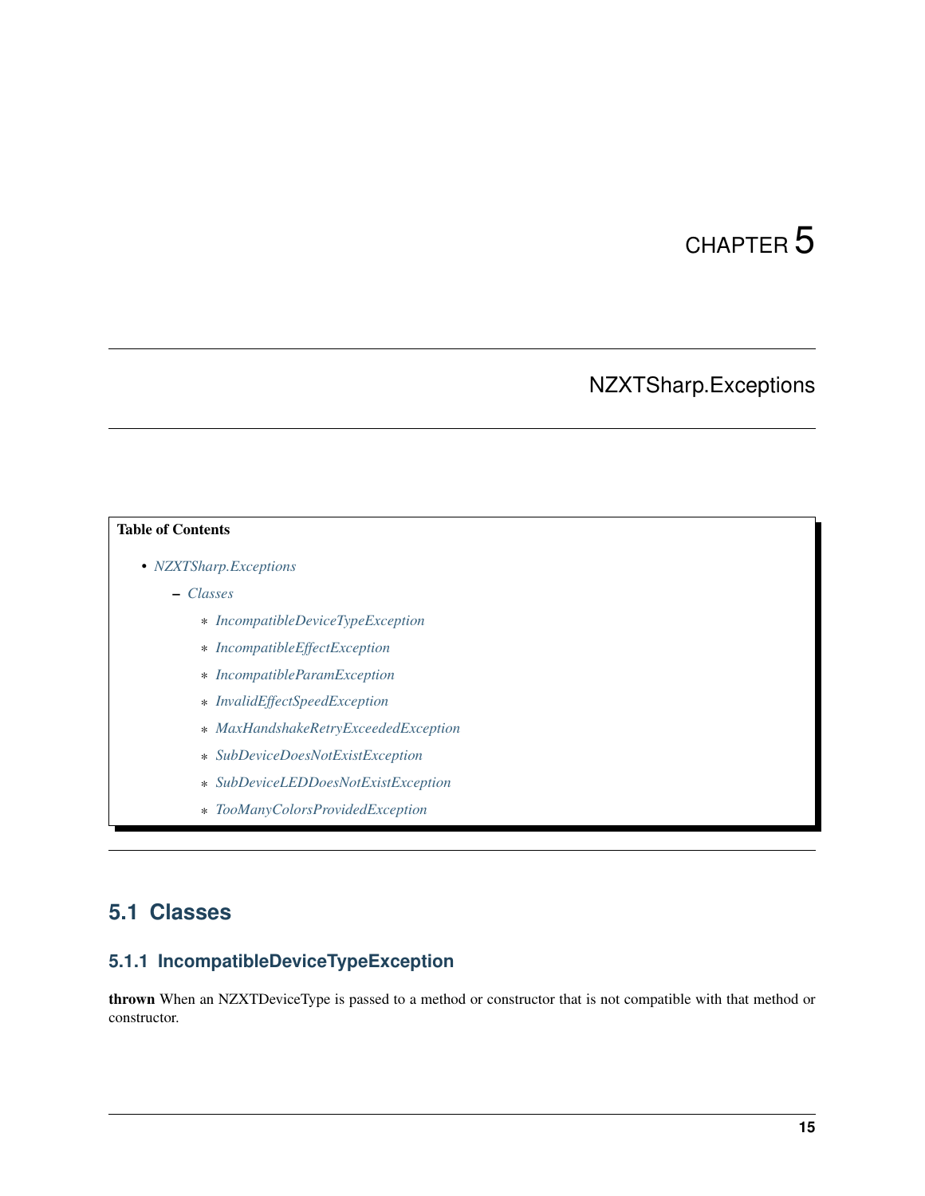# CHAPTER 5

# NZXTSharp.Exceptions

**Table of Contents**

- *NZXTSharp.Exceptions*
  - *Classes*
    - *IncompatibleDeviceTypeException*
    - *IncompatibleEffectException*
    - *IncompatibleParamException*
    - *InvalidEffectSpeedException*
    - *MaxHandshakeRetryExceededException*
    - *SubDeviceDoesNotExistException*
    - *SubDeviceLEDDoesNotExistException*
    - *TooManyColorsProvidedException*

## 5.1 Classes

### 5.1.1 IncompatibleDeviceTypeException

**thrown** When an NZXTDeviceType is passed to a method or constructor that is not compatible with that method or constructor.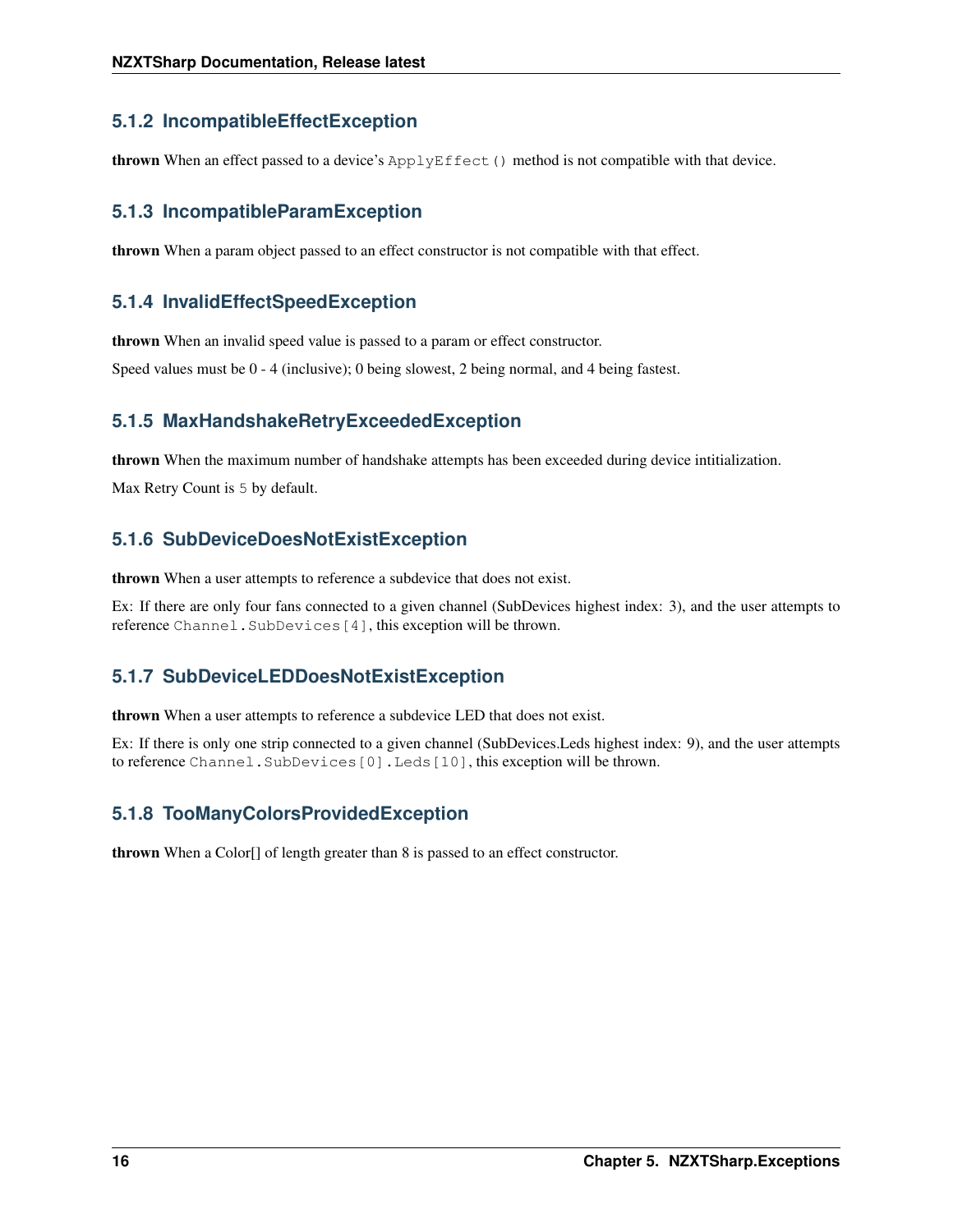### 5.1.2 IncompatibleEffectException

**thrown** When an effect passed to a device's `ApplyEffect()` method is not compatible with that device.

### 5.1.3 IncompatibleParamException

**thrown** When a param object passed to an effect constructor is not compatible with that effect.

### 5.1.4 InvalidEffectSpeedException

**thrown** When an invalid speed value is passed to a param or effect constructor.

Speed values must be 0 - 4 (inclusive); 0 being slowest, 2 being normal, and 4 being fastest.

### 5.1.5 MaxHandshakeRetryExceededException

**thrown** When the maximum number of handshake attempts has been exceeded during device intitialization.

Max Retry Count is `5` by default.

### 5.1.6 SubDeviceDoesNotExistException

**thrown** When a user attempts to reference a subdevice that does not exist.

Ex: If there are only four fans connected to a given channel (SubDevices highest index: 3), and the user attempts to reference `Channel.SubDevices[4]`, this exception will be thrown.

### 5.1.7 SubDeviceLEDDoesNotExistException

**thrown** When a user attempts to reference a subdevice LED that does not exist.

Ex: If there is only one strip connected to a given channel (SubDevices.Leds highest index: 9), and the user attempts to reference `Channel.SubDevices[0].Leds[10]`, this exception will be thrown.

### 5.1.8 TooManyColorsProvidedException

**thrown** When a Color[] of length greater than 8 is passed to an effect constructor.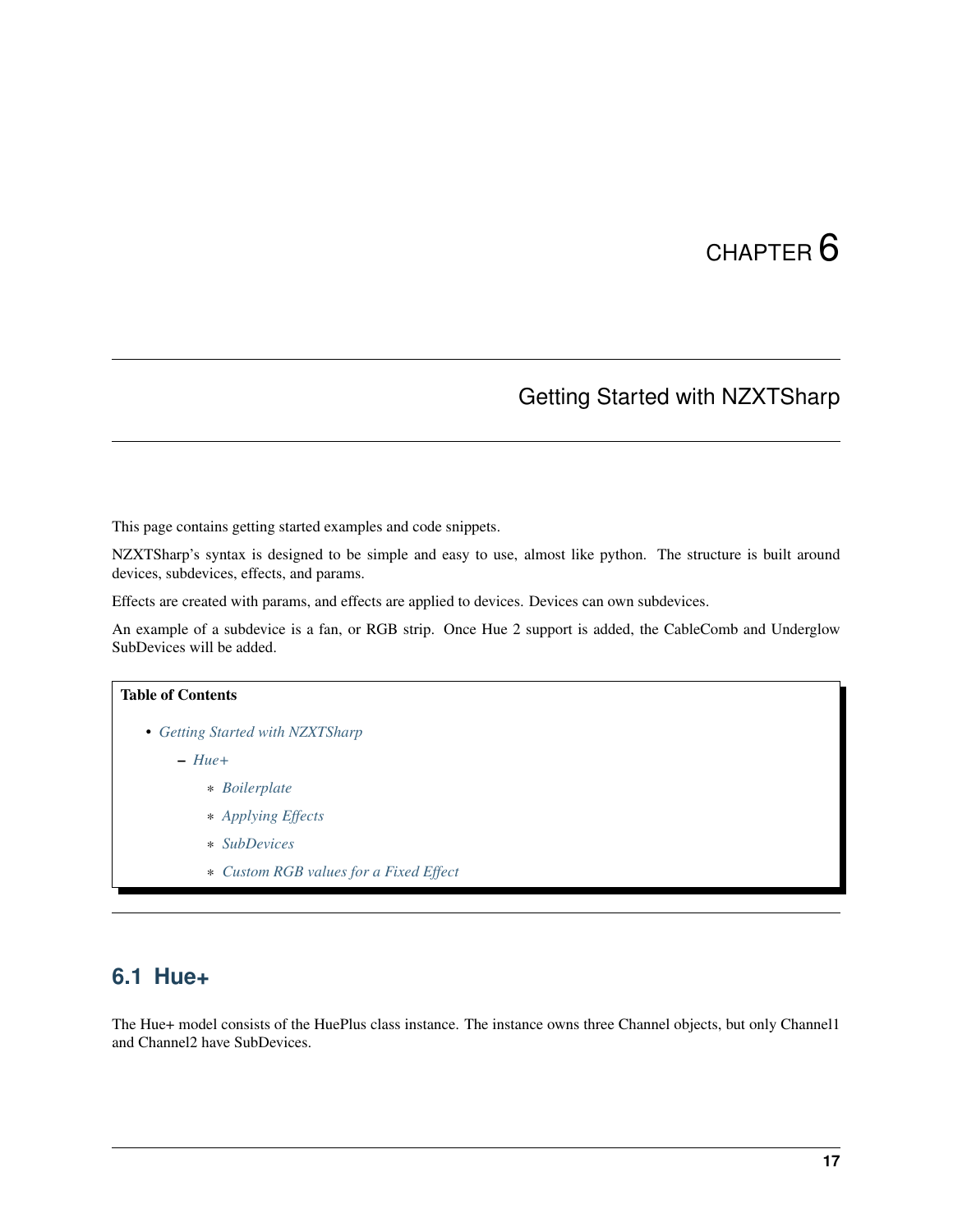# CHAPTER 6

## Getting Started with NZXTSharp

This page contains getting started examples and code snippets.

NZXTSharp's syntax is designed to be simple and easy to use, almost like python. The structure is built around devices, subdevices, effects, and params.

Effects are created with params, and effects are applied to devices. Devices can own subdevices.

An example of a subdevice is a fan, or RGB strip. Once Hue 2 support is added, the CableComb and Underglow SubDevices will be added.

**Table of Contents**

- *Getting Started with NZXTSharp*
  - *Hue+*
    - *Boilerplate*
    - *Applying Effects*
    - *SubDevices*
    - *Custom RGB values for a Fixed Effect*

### 6.1 Hue+

The Hue+ model consists of the HuePlus class instance. The instance owns three Channel objects, but only Channel1 and Channel2 have SubDevices.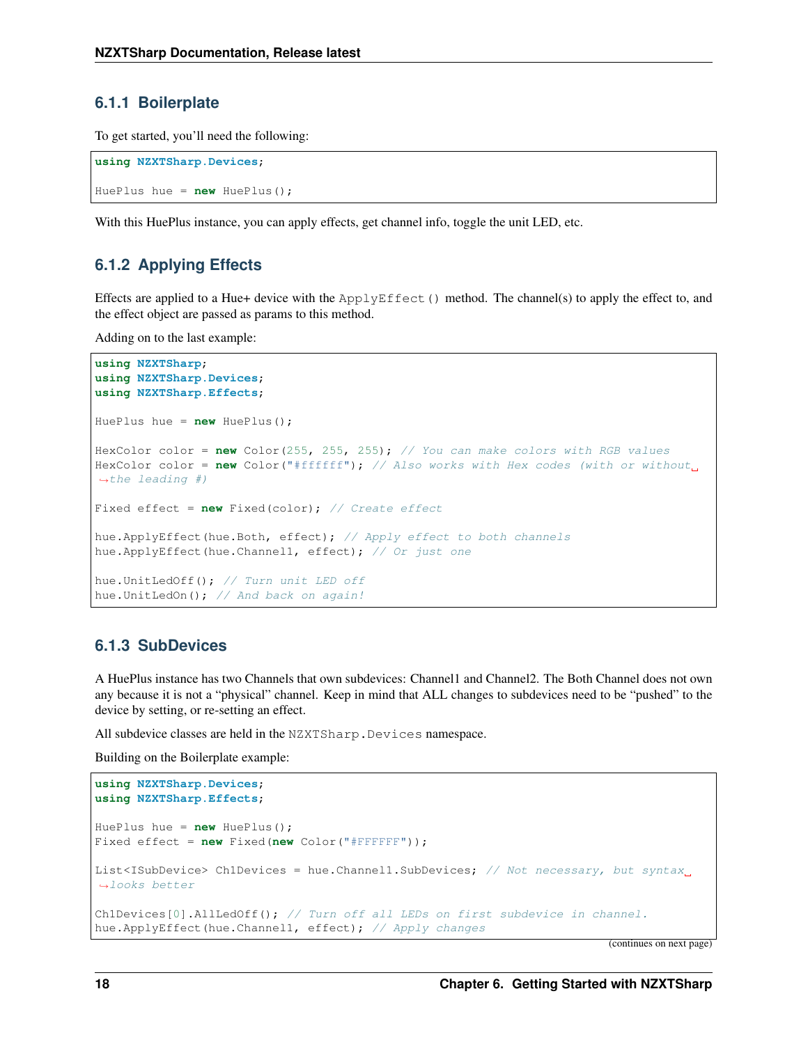### 6.1.1 Boilerplate

To get started, you'll need the following:

```
using NZXTSharp.Devices;

HuePlus hue = new HuePlus();
```

With this HuePlus instance, you can apply effects, get channel info, toggle the unit LED, etc.

### 6.1.2 Applying Effects

Effects are applied to a Hue+ device with the `ApplyEffect()` method. The channel(s) to apply the effect to, and the effect object are passed as params to this method.

Adding on to the last example:

```
using NZXTSharp;
using NZXTSharp.Devices;
using NZXTSharp.Effects;

HuePlus hue = new HuePlus();

HexColor color = new Color(255, 255, 255); // You can make colors with RGB values
HexColor color = new Color("#ffffff"); // Also works with Hex codes (with or without the leading #)

Fixed effect = new Fixed(color); // Create effect

hue.ApplyEffect(hue.Both, effect); // Apply effect to both channels
hue.ApplyEffect(hue.Channel1, effect); // Or just one

hue.UnitLedOff(); // Turn unit LED off
hue.UnitLedOn(); // And back on again!
```

### 6.1.3 SubDevices

A HuePlus instance has two Channels that own subdevices: Channel1 and Channel2. The Both Channel does not own any because it is not a "physical" channel. Keep in mind that ALL changes to subdevices need to be "pushed" to the device by setting, or re-setting an effect.

All subdevice classes are held in the `NZXTSharp.Devices` namespace.

Building on the Boilerplate example:

```
using NZXTSharp.Devices;
using NZXTSharp.Effects;

HuePlus hue = new HuePlus();
Fixed effect = new Fixed(new Color("#FFFFFF"));

List<ISubDevice> Ch1Devices = hue.Channel1.SubDevices; // Not necessary, but syntax looks better

Ch1Devices[0].AllLedOff(); // Turn off all LEDs on first subdevice in channel.
hue.ApplyEffect(hue.Channel1, effect); // Apply changes
```

(continues on next page)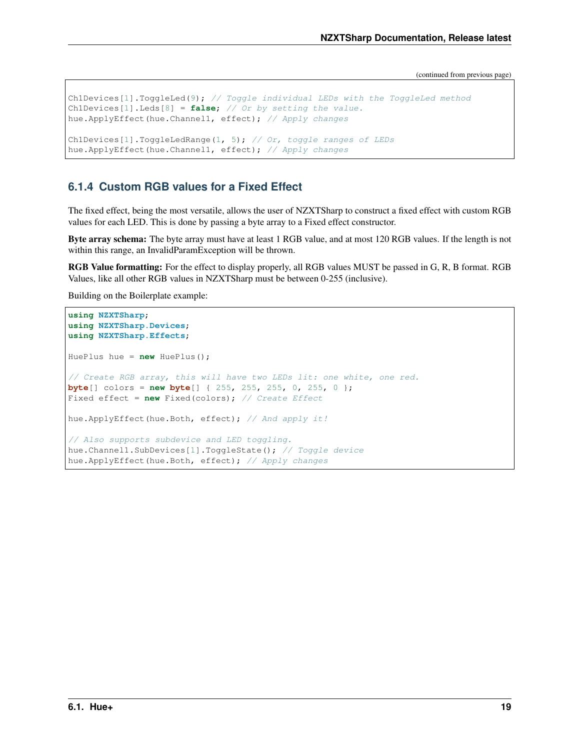(continued from previous page)

```
Ch1Devices[1].ToggleLed(9); // Toggle individual LEDs with the ToggleLed method
Ch1Devices[1].Leds[8] = false; // Or by setting the value.
hue.ApplyEffect(hue.Channel1, effect); // Apply changes

Ch1Devices[1].ToggleLedRange(1, 5); // Or, toggle ranges of LEDs
hue.ApplyEffect(hue.Channel1, effect); // Apply changes
```

### 6.1.4 Custom RGB values for a Fixed Effect

The fixed effect, being the most versatile, allows the user of NZXTSharp to construct a fixed effect with custom RGB values for each LED. This is done by passing a byte array to a Fixed effect constructor.

**Byte array schema:** The byte array must have at least 1 RGB value, and at most 120 RGB values. If the length is not within this range, an InvalidParamException will be thrown.

**RGB Value formatting:** For the effect to display properly, all RGB values MUST be passed in G, R, B format. RGB Values, like all other RGB values in NZXTSharp must be between 0-255 (inclusive).

Building on the Boilerplate example:

```
using NZXTSharp;
using NZXTSharp.Devices;
using NZXTSharp.Effects;

HuePlus hue = new HuePlus();

// Create RGB array, this will have two LEDs lit: one white, one red.
byte[] colors = new byte[] { 255, 255, 255, 0, 255, 0 };
Fixed effect = new Fixed(colors); // Create Effect

hue.ApplyEffect(hue.Both, effect); // And apply it!

// Also supports subdevice and LED toggling.
hue.Channel1.SubDevices[1].ToggleState(); // Toggle device
hue.ApplyEffect(hue.Both, effect); // Apply changes
```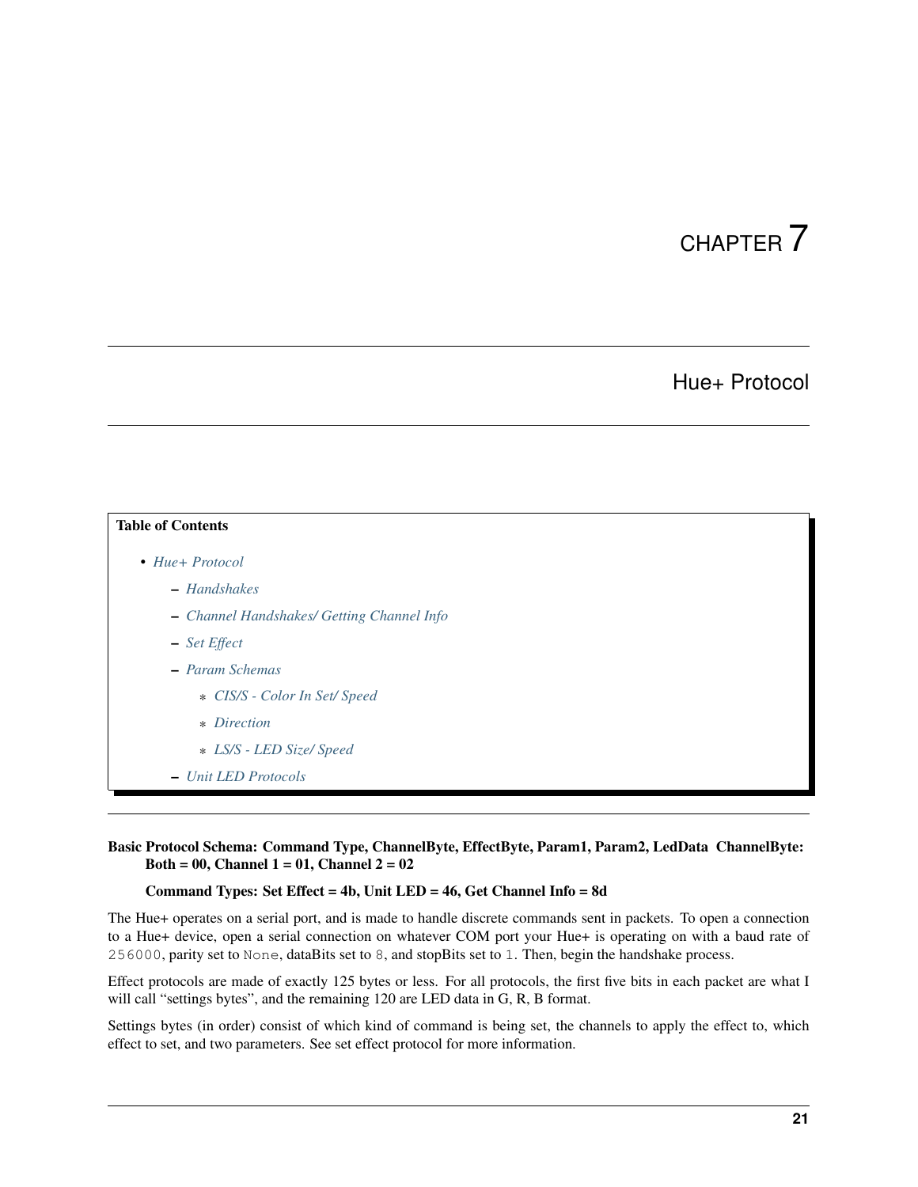// CHAPTER 7

# Hue+ Protocol

**Table of Contents**

- *Hue+ Protocol*
  - *Handshakes*
  - *Channel Handshakes/ Getting Channel Info*
  - *Set Effect*
  - *Param Schemas*
    - *CIS/S - Color In Set/ Speed*
    - *Direction*
    - *LS/S - LED Size/ Speed*
  - *Unit LED Protocols*

**Basic Protocol Schema: Command Type, ChannelByte, EffectByte, Param1, Param2, LedData ChannelByte: Both = 00, Channel 1 = 01, Channel 2 = 02**

**Command Types: Set Effect = 4b, Unit LED = 46, Get Channel Info = 8d**

The Hue+ operates on a serial port, and is made to handle discrete commands sent in packets. To open a connection to a Hue+ device, open a serial connection on whatever COM port your Hue+ is operating on with a baud rate of `256000`, parity set to `None`, dataBits set to `8`, and stopBits set to `1`. Then, begin the handshake process.

Effect protocols are made of exactly 125 bytes or less. For all protocols, the first five bits in each packet are what I will call "settings bytes", and the remaining 120 are LED data in G, R, B format.

Settings bytes (in order) consist of which kind of command is being set, the channels to apply the effect to, which effect to set, and two parameters. See set effect protocol for more information.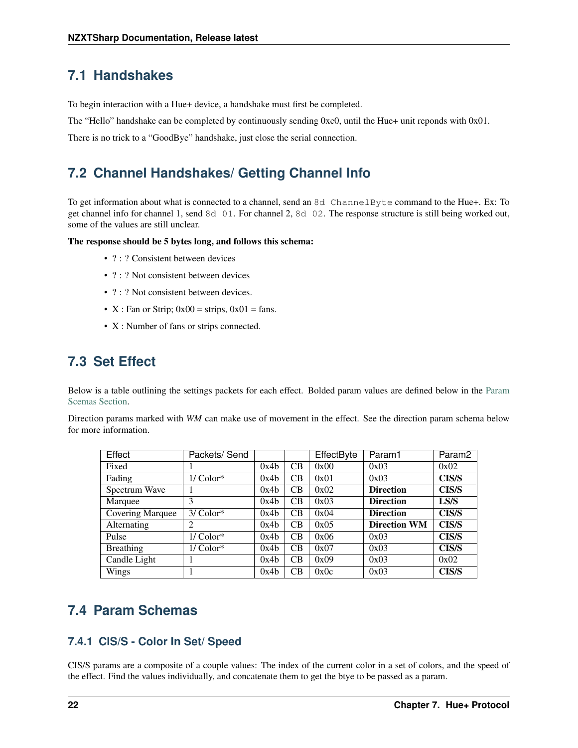## 7.1 Handshakes

To begin interaction with a Hue+ device, a handshake must first be completed.

The "Hello" handshake can be completed by continuously sending 0xc0, until the Hue+ unit reponds with 0x01.

There is no trick to a "GoodBye" handshake, just close the serial connection.

## 7.2 Channel Handshakes/ Getting Channel Info

To get information about what is connected to a channel, send an `8d ChannelByte` command to the Hue+. Ex: To get channel info for channel 1, send `8d 01`. For channel 2, `8d 02`. The response structure is still being worked out, some of the values are still unclear.

**The response should be 5 bytes long, and follows this schema:**

- ? : ? Consistent between devices
- ? : ? Not consistent between devices
- ? : ? Not consistent between devices.
- X : Fan or Strip; 0x00 = strips, 0x01 = fans.
- X : Number of fans or strips connected.

## 7.3 Set Effect

Below is a table outlining the settings packets for each effect. Bolded param values are defined below in the Param Scemas Section.

Direction params marked with *WM* can make use of movement in the effect. See the direction param schema below for more information.

| Effect | Packets/ Send | | | EffectByte | Param1 | Param2 |
|---|---|---|---|---|---|---|
| Fixed | 1 | 0x4b | CB | 0x00 | 0x03 | 0x02 |
| Fading | 1/ Color* | 0x4b | CB | 0x01 | 0x03 | **CIS/S** |
| Spectrum Wave | 1 | 0x4b | CB | 0x02 | **Direction** | **CIS/S** |
| Marquee | 3 | 0x4b | CB | 0x03 | **Direction** | **LS/S** |
| Covering Marquee | 3/ Color* | 0x4b | CB | 0x04 | **Direction** | **CIS/S** |
| Alternating | 2 | 0x4b | CB | 0x05 | **Direction WM** | **CIS/S** |
| Pulse | 1/ Color* | 0x4b | CB | 0x06 | 0x03 | **CIS/S** |
| Breathing | 1/ Color* | 0x4b | CB | 0x07 | 0x03 | **CIS/S** |
| Candle Light | 1 | 0x4b | CB | 0x09 | 0x03 | 0x02 |
| Wings | 1 | 0x4b | CB | 0x0c | 0x03 | **CIS/S** |

## 7.4 Param Schemas

### 7.4.1 CIS/S - Color In Set/ Speed

CIS/S params are a composite of a couple values: The index of the current color in a set of colors, and the speed of the effect. Find the values individually, and concatenate them to get the btye to be passed as a param.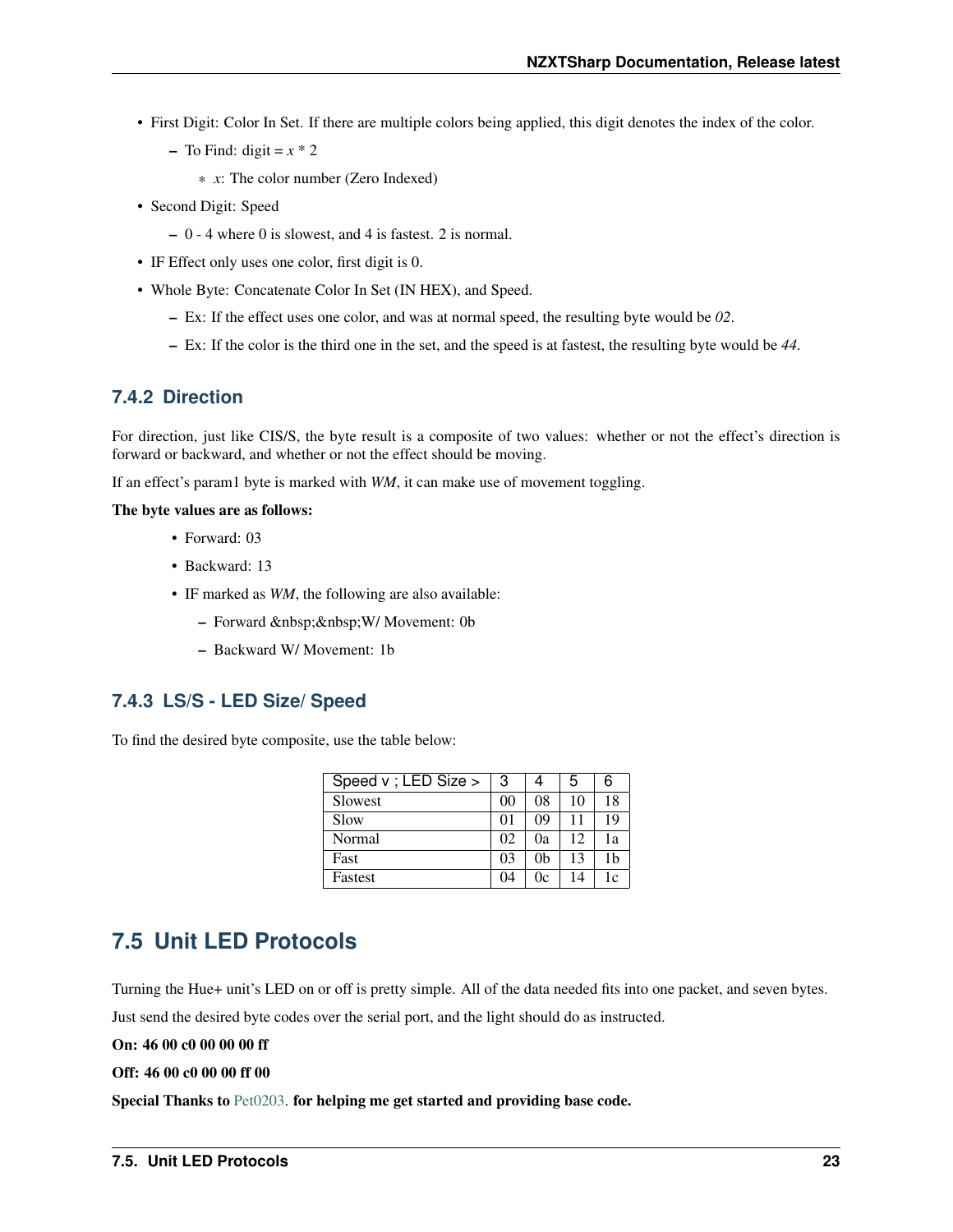- First Digit: Color In Set. If there are multiple colors being applied, this digit denotes the index of the color.
  - To Find: digit = $x * 2$
    - $x$: The color number (Zero Indexed)
- Second Digit: Speed
  - 0 - 4 where 0 is slowest, and 4 is fastest. 2 is normal.
- IF Effect only uses one color, first digit is 0.
- Whole Byte: Concatenate Color In Set (IN HEX), and Speed.
  - Ex: If the effect uses one color, and was at normal speed, the resulting byte would be *02*.
  - Ex: If the color is the third one in the set, and the speed is at fastest, the resulting byte would be *44*.

### 7.4.2 Direction

For direction, just like CIS/S, the byte result is a composite of two values: whether or not the effect's direction is forward or backward, and whether or not the effect should be moving.

If an effect's param1 byte is marked with *WM*, it can make use of movement toggling.

**The byte values are as follows:**

- Forward: 03
- Backward: 13
- IF marked as *WM*, the following are also available:
  - Forward &nbsp;&nbsp;W/ Movement: 0b
  - Backward W/ Movement: 1b

### 7.4.3 LS/S - LED Size/ Speed

To find the desired byte composite, use the table below:

| Speed v ; LED Size > | 3 | 4 | 5 | 6 |
|---|---|---|---|---|
| Slowest | 00 | 08 | 10 | 18 |
| Slow | 01 | 09 | 11 | 19 |
| Normal | 02 | 0a | 12 | 1a |
| Fast | 03 | 0b | 13 | 1b |
| Fastest | 04 | 0c | 14 | 1c |

## 7.5 Unit LED Protocols

Turning the Hue+ unit's LED on or off is pretty simple. All of the data needed fits into one packet, and seven bytes.

Just send the desired byte codes over the serial port, and the light should do as instructed.

**On: 46 00 c0 00 00 00 ff**

**Off: 46 00 c0 00 00 ff 00**

**Special Thanks to** Pet0203. **for helping me get started and providing base code.**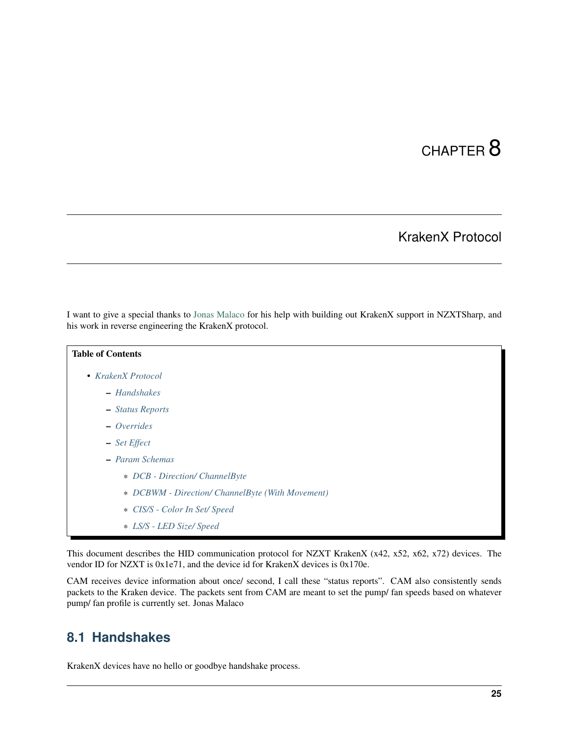# CHAPTER 8

## KrakenX Protocol

I want to give a special thanks to Jonas Malaco for his help with building out KrakenX support in NZXTSharp, and his work in reverse engineering the KrakenX protocol.

**Table of Contents**

- *KrakenX Protocol*
  - *Handshakes*
  - *Status Reports*
  - *Overrides*
  - *Set Effect*
  - *Param Schemas*
    - *DCB - Direction/ ChannelByte*
    - *DCBWM - Direction/ ChannelByte (With Movement)*
    - *CIS/S - Color In Set/ Speed*
    - *LS/S - LED Size/ Speed*

This document describes the HID communication protocol for NZXT KrakenX (x42, x52, x62, x72) devices. The vendor ID for NZXT is 0x1e71, and the device id for KrakenX devices is 0x170e.

CAM receives device information about once/ second, I call these "status reports". CAM also consistently sends packets to the Kraken device. The packets sent from CAM are meant to set the pump/ fan speeds based on whatever pump/ fan profile is currently set. Jonas Malaco

### 8.1 Handshakes

KrakenX devices have no hello or goodbye handshake process.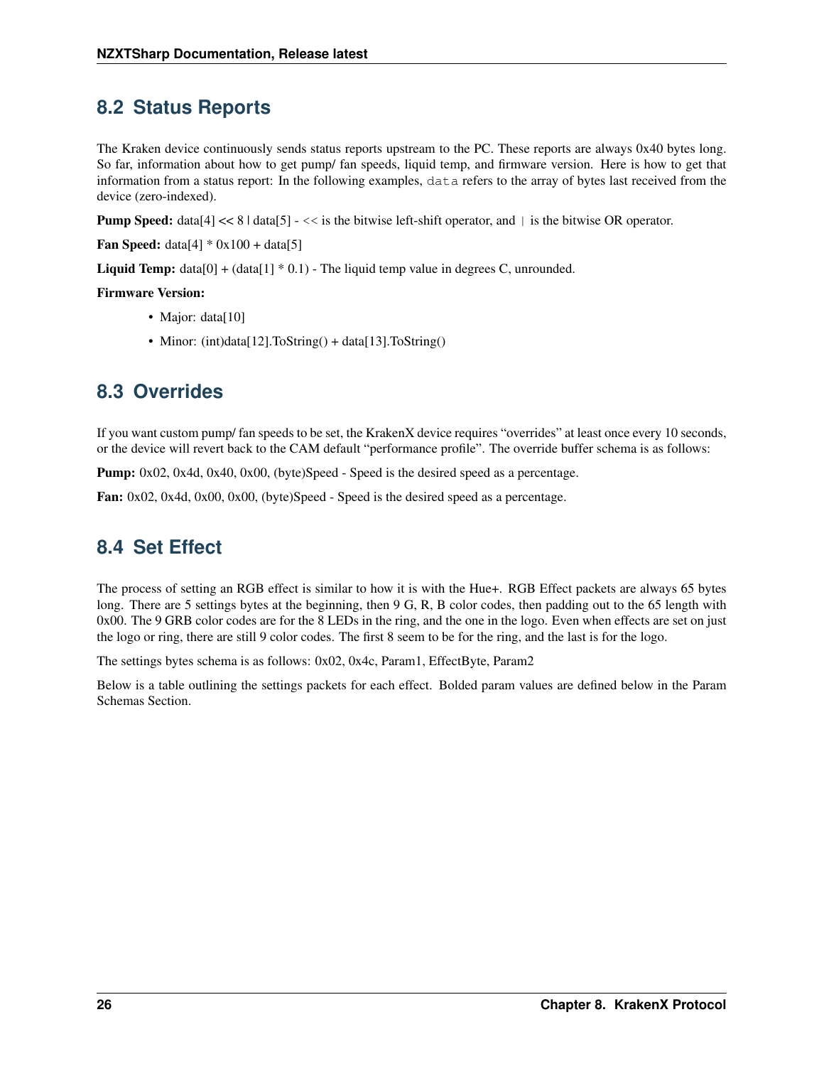## 8.2 Status Reports

The Kraken device continuously sends status reports upstream to the PC. These reports are always 0x40 bytes long. So far, information about how to get pump/ fan speeds, liquid temp, and firmware version. Here is how to get that information from a status report: In the following examples, `data` refers to the array of bytes last received from the device (zero-indexed).

**Pump Speed:** data[4] << 8 | data[5] - `<<` is the bitwise left-shift operator, and `|` is the bitwise OR operator.

**Fan Speed:** data[4] * 0x100 + data[5]

**Liquid Temp:** data[0] + (data[1] * 0.1) - The liquid temp value in degrees C, unrounded.

**Firmware Version:**

- Major: data[10]
- Minor: (int)data[12].ToString() + data[13].ToString()

## 8.3 Overrides

If you want custom pump/ fan speeds to be set, the KrakenX device requires "overrides" at least once every 10 seconds, or the device will revert back to the CAM default "performance profile". The override buffer schema is as follows:

**Pump:** 0x02, 0x4d, 0x40, 0x00, (byte)Speed - Speed is the desired speed as a percentage.

**Fan:** 0x02, 0x4d, 0x00, 0x00, (byte)Speed - Speed is the desired speed as a percentage.

## 8.4 Set Effect

The process of setting an RGB effect is similar to how it is with the Hue+. RGB Effect packets are always 65 bytes long. There are 5 settings bytes at the beginning, then 9 G, R, B color codes, then padding out to the 65 length with 0x00. The 9 GRB color codes are for the 8 LEDs in the ring, and the one in the logo. Even when effects are set on just the logo or ring, there are still 9 color codes. The first 8 seem to be for the ring, and the last is for the logo.

The settings bytes schema is as follows: 0x02, 0x4c, Param1, EffectByte, Param2

Below is a table outlining the settings packets for each effect. Bolded param values are defined below in the Param Schemas Section.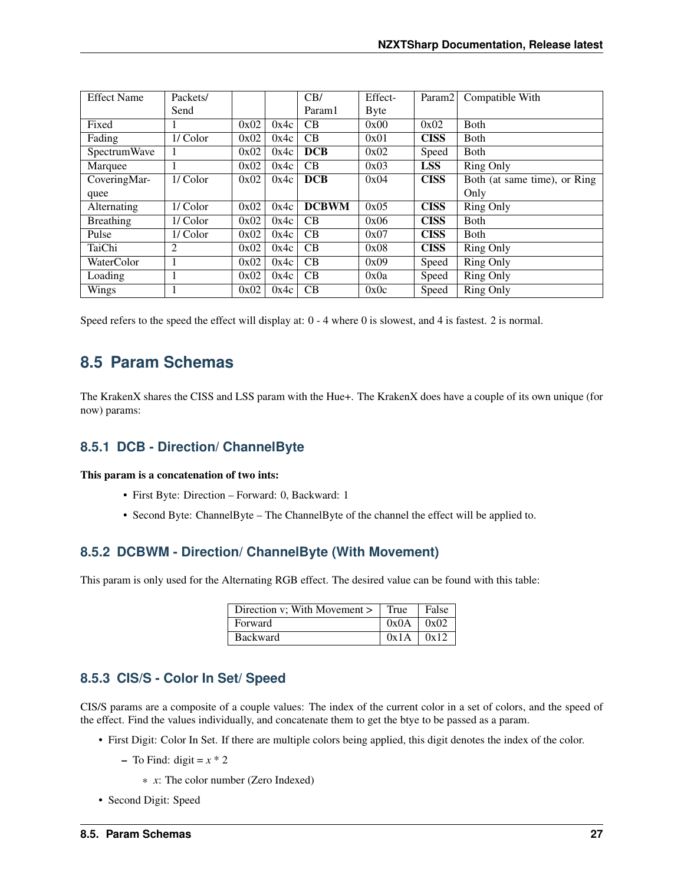| Effect Name | Packets/ Send | | | CB/ Param1 | Effect-Byte | Param2 | Compatible With |
|---|---|---|---|---|---|---|---|
| Fixed | 1 | 0x02 | 0x4c | CB | 0x00 | 0x02 | Both |
| Fading | 1/ Color | 0x02 | 0x4c | CB | 0x01 | **CISS** | Both |
| SpectrumWave | 1 | 0x02 | 0x4c | **DCB** | 0x02 | Speed | Both |
| Marquee | 1 | 0x02 | 0x4c | CB | 0x03 | **LSS** | Ring Only |
| CoveringMarquee | 1/ Color | 0x02 | 0x4c | **DCB** | 0x04 | **CISS** | Both (at same time), or Ring Only |
| Alternating | 1/ Color | 0x02 | 0x4c | **DCBWM** | 0x05 | **CISS** | Ring Only |
| Breathing | 1/ Color | 0x02 | 0x4c | CB | 0x06 | **CISS** | Both |
| Pulse | 1/ Color | 0x02 | 0x4c | CB | 0x07 | **CISS** | Both |
| TaiChi | 2 | 0x02 | 0x4c | CB | 0x08 | **CISS** | Ring Only |
| WaterColor | 1 | 0x02 | 0x4c | CB | 0x09 | Speed | Ring Only |
| Loading | 1 | 0x02 | 0x4c | CB | 0x0a | Speed | Ring Only |
| Wings | 1 | 0x02 | 0x4c | CB | 0x0c | Speed | Ring Only |

Speed refers to the speed the effect will display at: 0 - 4 where 0 is slowest, and 4 is fastest. 2 is normal.

## 8.5 Param Schemas

The KrakenX shares the CISS and LSS param with the Hue+. The KrakenX does have a couple of its own unique (for now) params:

### 8.5.1 DCB - Direction/ ChannelByte

**This param is a concatenation of two ints:**

- First Byte: Direction – Forward: 0, Backward: 1
- Second Byte: ChannelByte – The ChannelByte of the channel the effect will be applied to.

### 8.5.2 DCBWM - Direction/ ChannelByte (With Movement)

This param is only used for the Alternating RGB effect. The desired value can be found with this table:

| Direction v; With Movement > | True | False |
|---|---|---|
| Forward | 0x0A | 0x02 |
| Backward | 0x1A | 0x12 |

### 8.5.3 CIS/S - Color In Set/ Speed

CIS/S params are a composite of a couple values: The index of the current color in a set of colors, and the speed of the effect. Find the values individually, and concatenate them to get the btye to be passed as a param.

- First Digit: Color In Set. If there are multiple colors being applied, this digit denotes the index of the color.
  - To Find: digit = $x * 2$
    - $x$: The color number (Zero Indexed)
- Second Digit: Speed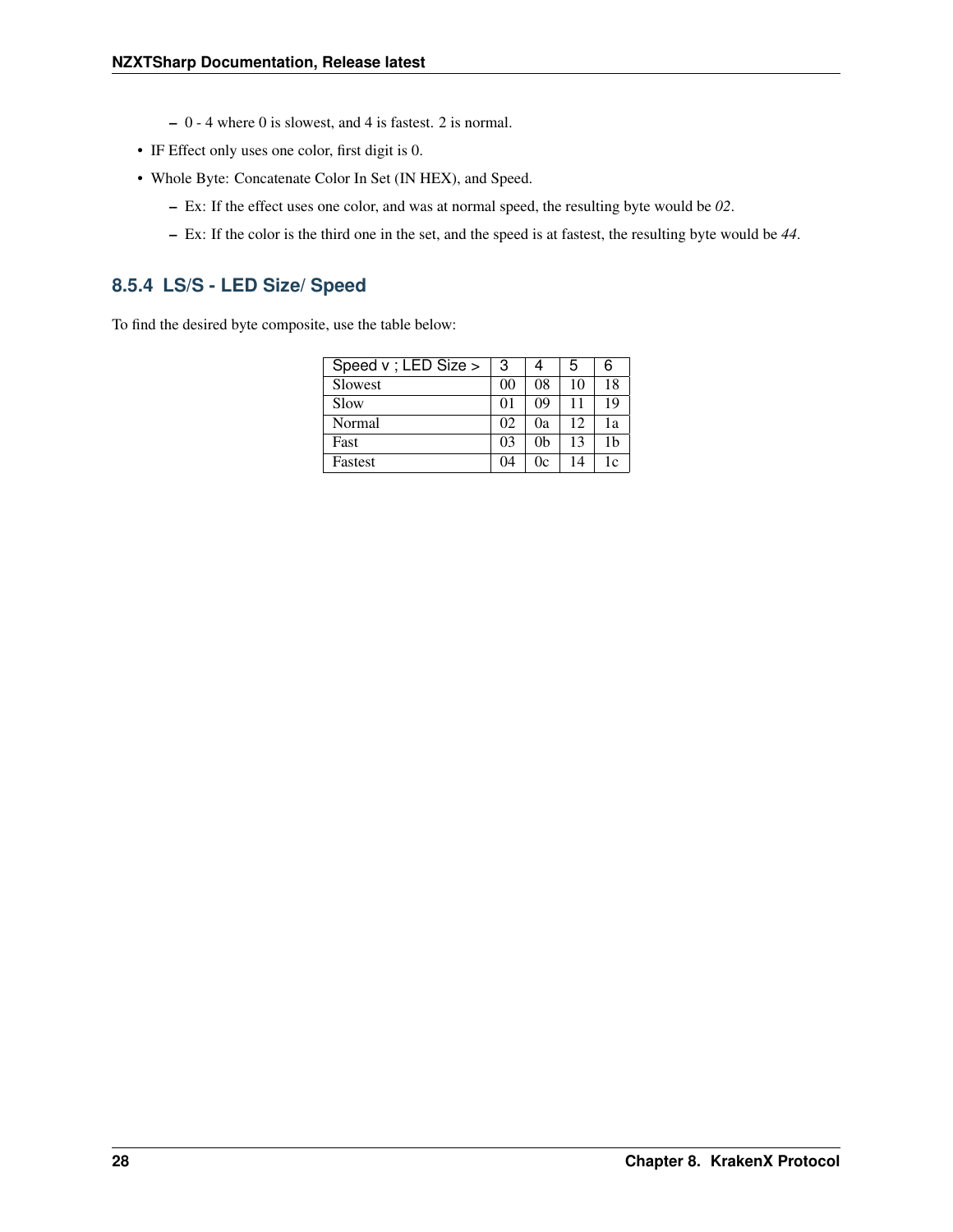- 0 - 4 where 0 is slowest, and 4 is fastest. 2 is normal.
- IF Effect only uses one color, first digit is 0.
- Whole Byte: Concatenate Color In Set (IN HEX), and Speed.
  - Ex: If the effect uses one color, and was at normal speed, the resulting byte would be *02*.
  - Ex: If the color is the third one in the set, and the speed is at fastest, the resulting byte would be *44*.

### 8.5.4 LS/S - LED Size/ Speed

To find the desired byte composite, use the table below:

| Speed v ; LED Size > | 3 | 4 | 5 | 6 |
|---|---|---|---|---|
| Slowest | 00 | 08 | 10 | 18 |
| Slow | 01 | 09 | 11 | 19 |
| Normal | 02 | 0a | 12 | 1a |
| Fast | 03 | 0b | 13 | 1b |
| Fastest | 04 | 0c | 14 | 1c |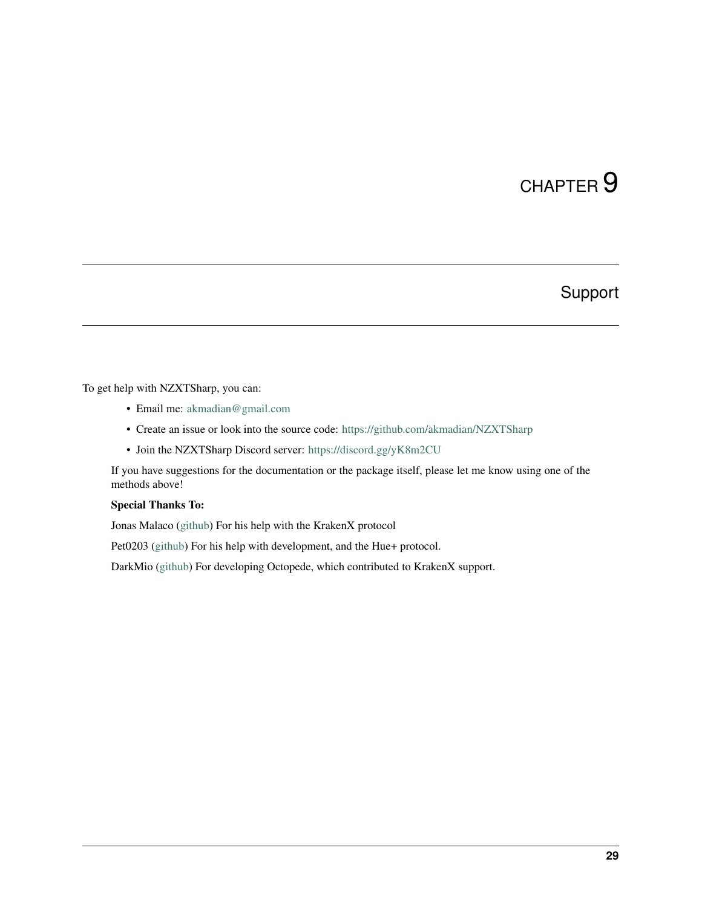# CHAPTER 9

# Support

To get help with NZXTSharp, you can:

- Email me: akmadian@gmail.com
- Create an issue or look into the source code: https://github.com/akmadian/NZXTSharp
- Join the NZXTSharp Discord server: https://discord.gg/yK8m2CU

If you have suggestions for the documentation or the package itself, please let me know using one of the methods above!

**Special Thanks To:**

Jonas Malaco (github) For his help with the KrakenX protocol

Pet0203 (github) For his help with development, and the Hue+ protocol.

DarkMio (github) For developing Octopede, which contributed to KrakenX support.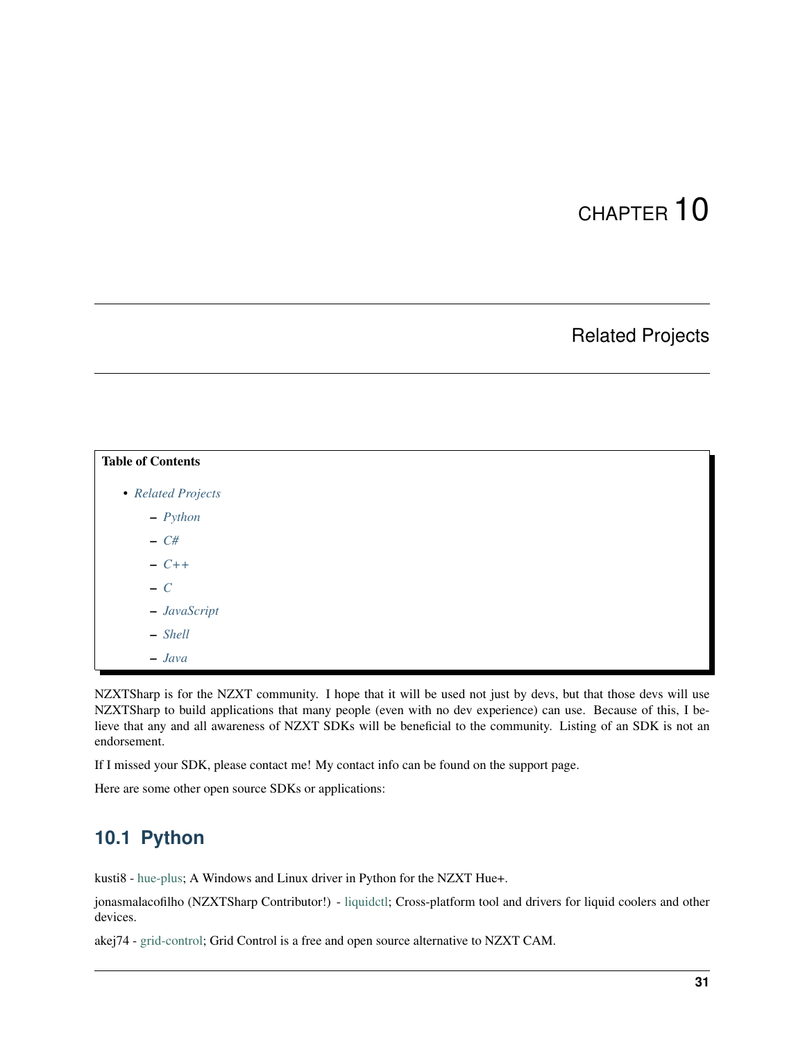# CHAPTER 10

## Related Projects

**Table of Contents**

- *Related Projects*
  - *Python*
  - *C#*
  - *C++*
  - *C*
  - *JavaScript*
  - *Shell*
  - *Java*

NZXTSharp is for the NZXT community. I hope that it will be used not just by devs, but that those devs will use NZXTSharp to build applications that many people (even with no dev experience) can use. Because of this, I believe that any and all awareness of NZXT SDKs will be beneficial to the community. Listing of an SDK is not an endorsement.

If I missed your SDK, please contact me! My contact info can be found on the support page.

Here are some other open source SDKs or applications:

### 10.1 Python

kusti8 - hue-plus; A Windows and Linux driver in Python for the NZXT Hue+.

jonasmalacofilho (NZXTSharp Contributor!) - liquidctl; Cross-platform tool and drivers for liquid coolers and other devices.

akej74 - grid-control; Grid Control is a free and open source alternative to NZXT CAM.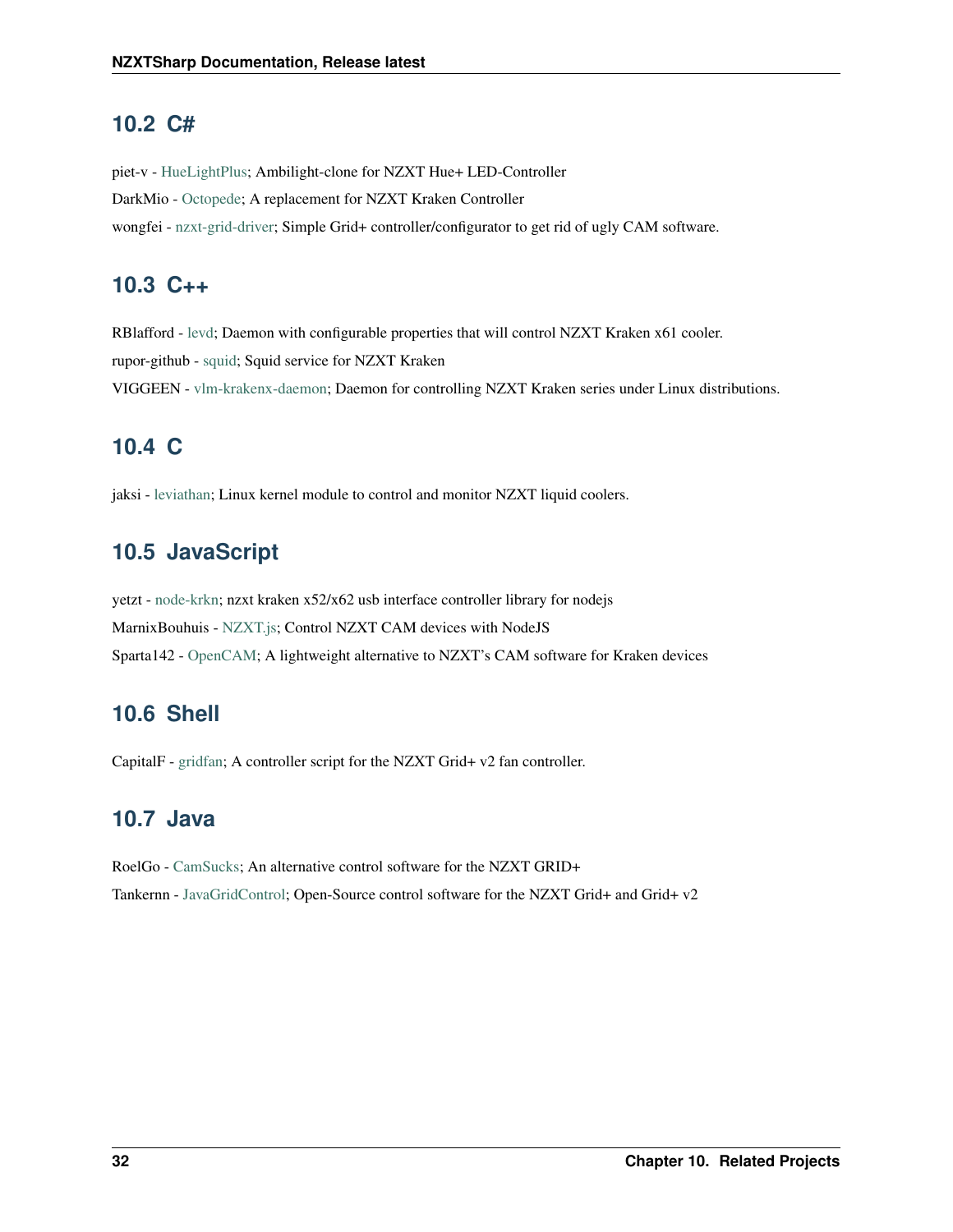## 10.2 C#

piet-v - HueLightPlus; Ambilight-clone for NZXT Hue+ LED-Controller

DarkMio - Octopede; A replacement for NZXT Kraken Controller

wongfei - nzxt-grid-driver; Simple Grid+ controller/configurator to get rid of ugly CAM software.

## 10.3 C++

RBlafford - levd; Daemon with configurable properties that will control NZXT Kraken x61 cooler.

rupor-github - squid; Squid service for NZXT Kraken

VIGGEEN - vlm-krakenx-daemon; Daemon for controlling NZXT Kraken series under Linux distributions.

## 10.4 C

jaksi - leviathan; Linux kernel module to control and monitor NZXT liquid coolers.

## 10.5 JavaScript

yetzt - node-krkn; nzxt kraken x52/x62 usb interface controller library for nodejs

MarnixBouhuis - NZXT.js; Control NZXT CAM devices with NodeJS

Sparta142 - OpenCAM; A lightweight alternative to NZXT's CAM software for Kraken devices

## 10.6 Shell

CapitalF - gridfan; A controller script for the NZXT Grid+ v2 fan controller.

## 10.7 Java

RoelGo - CamSucks; An alternative control software for the NZXT GRID+

Tankernn - JavaGridControl; Open-Source control software for the NZXT Grid+ and Grid+ v2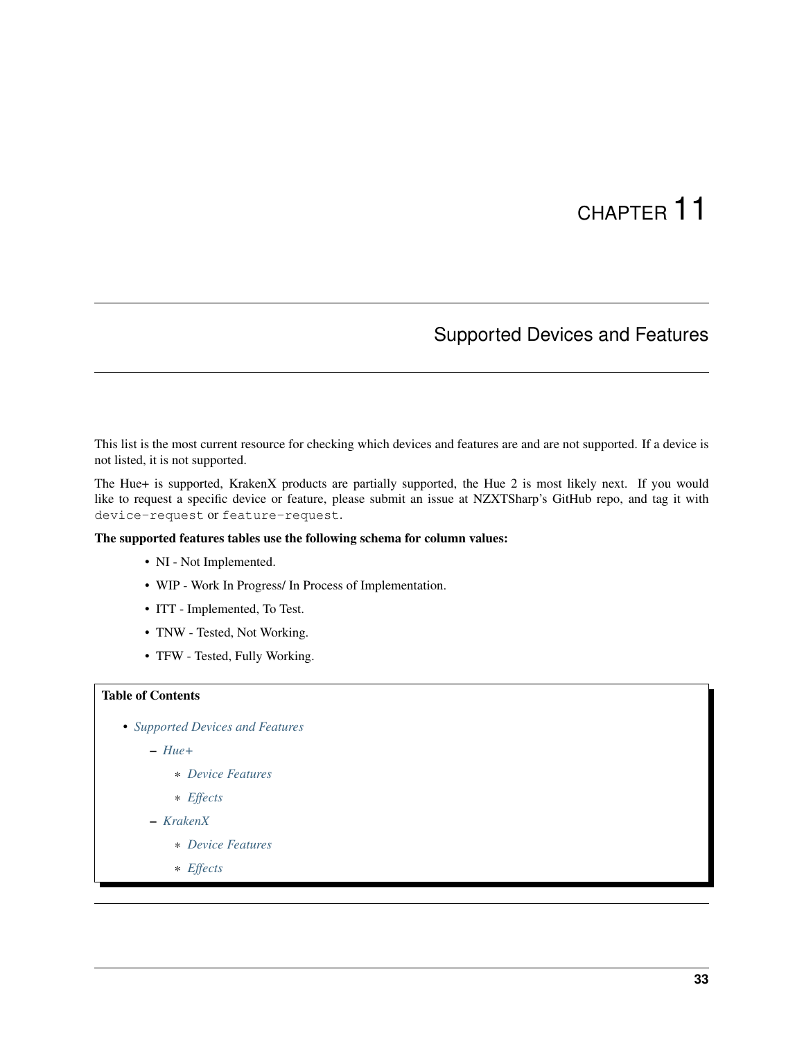# CHAPTER 11

## Supported Devices and Features

This list is the most current resource for checking which devices and features are and are not supported. If a device is not listed, it is not supported.

The Hue+ is supported, KrakenX products are partially supported, the Hue 2 is most likely next. If you would like to request a specific device or feature, please submit an issue at NZXTSharp's GitHub repo, and tag it with `device-request` or `feature-request`.

**The supported features tables use the following schema for column values:**

- NI - Not Implemented.
- WIP - Work In Progress/ In Process of Implementation.
- ITT - Implemented, To Test.
- TNW - Tested, Not Working.
- TFW - Tested, Fully Working.

**Table of Contents**

- *Supported Devices and Features*
  - *Hue+*
    - *Device Features*
    - *Effects*
  - *KrakenX*
    - *Device Features*
    - *Effects*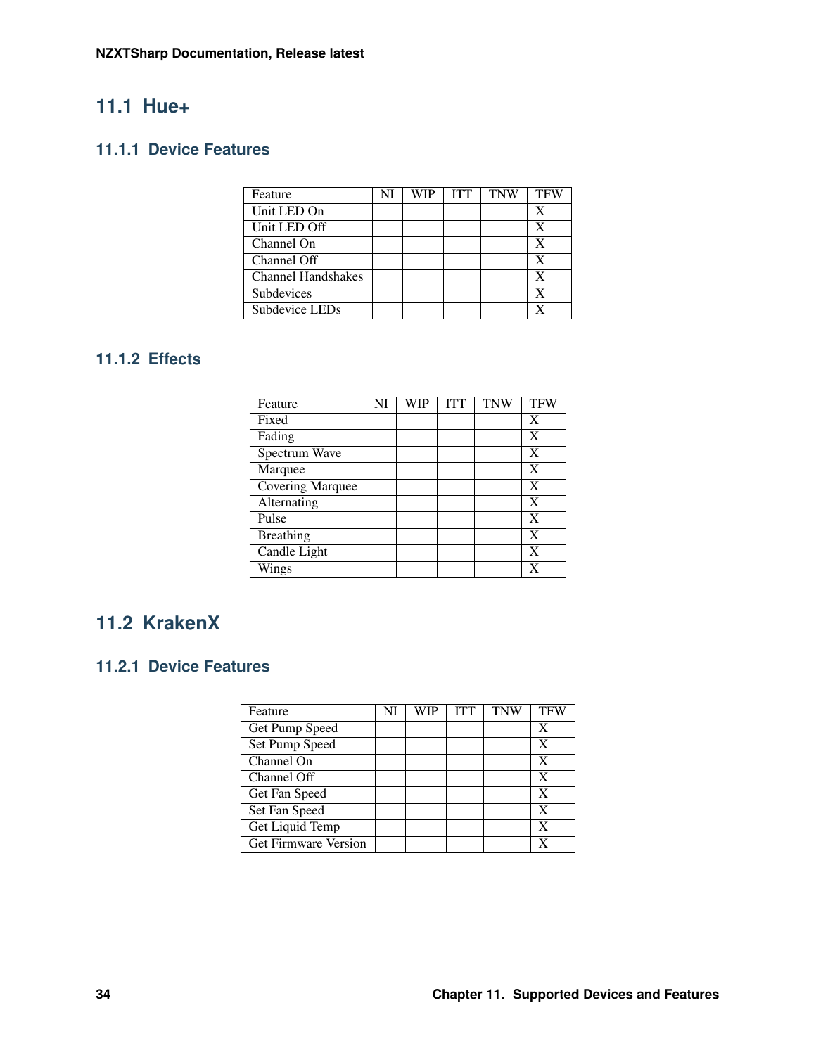## 11.1 Hue+

### 11.1.1 Device Features

| Feature | NI | WIP | ITT | TNW | TFW |
|---|---|---|---|---|---|
| Unit LED On | | | | | X |
| Unit LED Off | | | | | X |
| Channel On | | | | | X |
| Channel Off | | | | | X |
| Channel Handshakes | | | | | X |
| Subdevices | | | | | X |
| Subdevice LEDs | | | | | X |

### 11.1.2 Effects

| Feature | NI | WIP | ITT | TNW | TFW |
|---|---|---|---|---|---|
| Fixed | | | | | X |
| Fading | | | | | X |
| Spectrum Wave | | | | | X |
| Marquee | | | | | X |
| Covering Marquee | | | | | X |
| Alternating | | | | | X |
| Pulse | | | | | X |
| Breathing | | | | | X |
| Candle Light | | | | | X |
| Wings | | | | | X |

## 11.2 KrakenX

### 11.2.1 Device Features

| Feature | NI | WIP | ITT | TNW | TFW |
|---|---|---|---|---|---|
| Get Pump Speed | | | | | X |
| Set Pump Speed | | | | | X |
| Channel On | | | | | X |
| Channel Off | | | | | X |
| Get Fan Speed | | | | | X |
| Set Fan Speed | | | | | X |
| Get Liquid Temp | | | | | X |
| Get Firmware Version | | | | | X |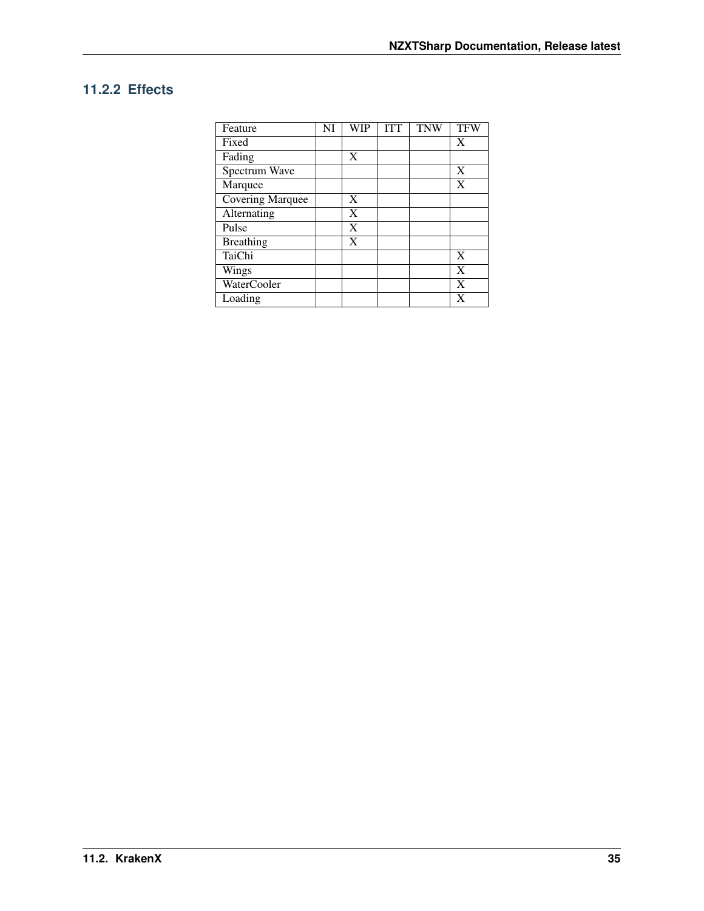### 11.2.2 Effects

| Feature | NI | WIP | ITT | TNW | TFW |
|---|---|---|---|---|---|
| Fixed | | | | | X |
| Fading | | X | | | |
| Spectrum Wave | | | | | X |
| Marquee | | | | | X |
| Covering Marquee | | X | | | |
| Alternating | | X | | | |
| Pulse | | X | | | |
| Breathing | | X | | | |
| TaiChi | | | | | X |
| Wings | | | | | X |
| WaterCooler | | | | | X |
| Loading | | | | | X |